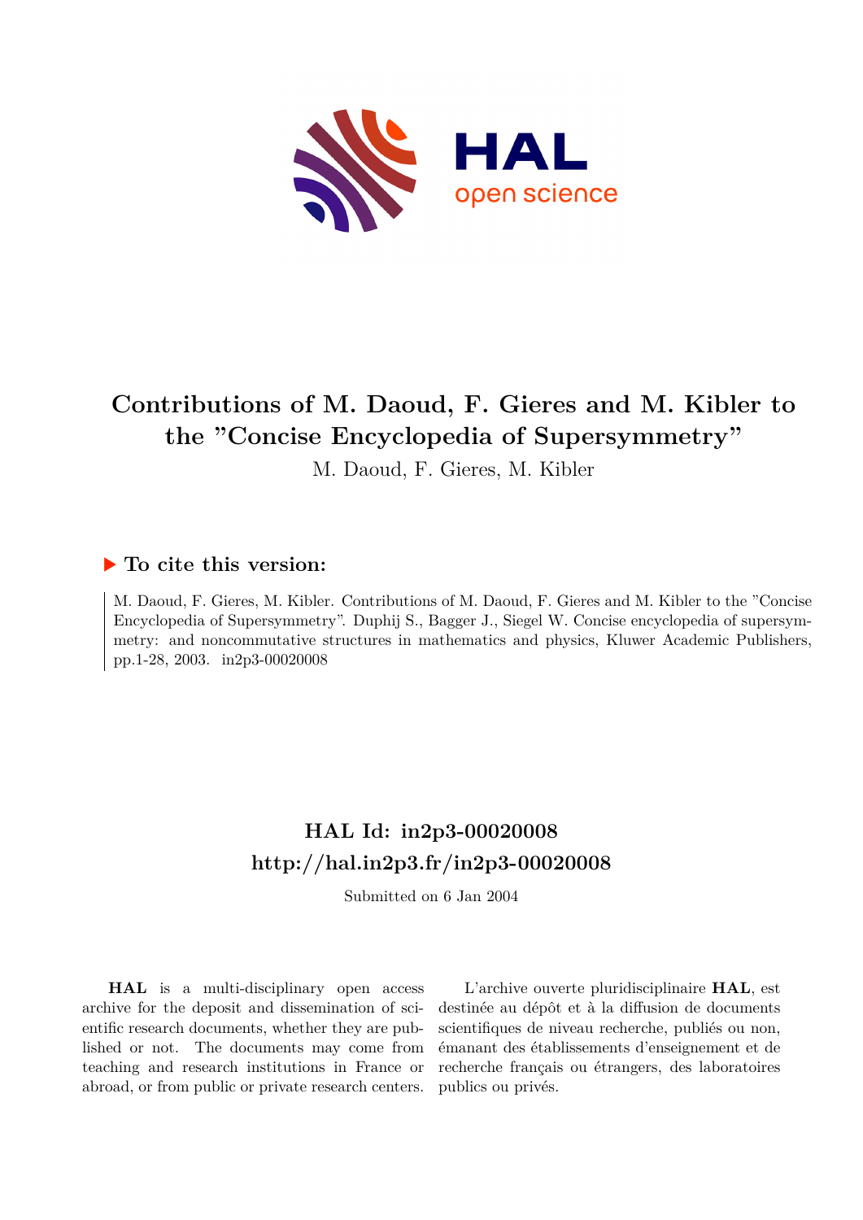# Contributions of M. Daoud, F. Gieres and M. Kibler to the ”Concise Encyclopedia of Supersymmetry”

M. Daoud, F. Gieres, M. Kibler

### ▶ To cite this version:

M. Daoud, F. Gieres, M. Kibler. Contributions of M. Daoud, F. Gieres and M. Kibler to the ”Concise Encyclopedia of Supersymmetry”. Duphij S., Bagger J., Siegel W. Concise encyclopedia of supersymmetry: and noncommutative structures in mathematics and physics, Kluwer Academic Publishers, pp.1-28, 2003. in2p3-00020008

## HAL Id: in2p3-00020008
## http://hal.in2p3.fr/in2p3-00020008

Submitted on 6 Jan 2004

**HAL** is a multi-disciplinary open access archive for the deposit and dissemination of scientific research documents, whether they are published or not. The documents may come from teaching and research institutions in France or abroad, or from public or private research centers.

L'archive ouverte pluridisciplinaire **HAL**, est destinée au dépôt et à la diffusion de documents scientifiques de niveau recherche, publiés ou non, émanant des établissements d'enseignement et de recherche français ou étrangers, des laboratoires publics ou privés.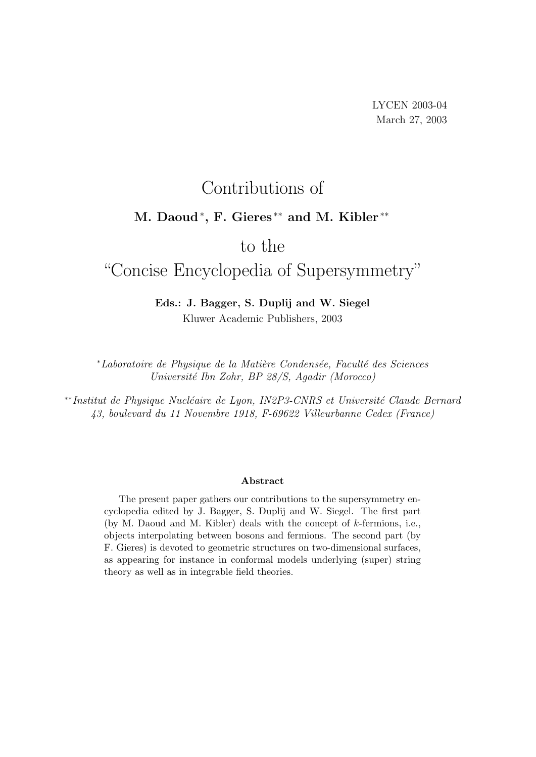LYCEN 2003-04
March 27, 2003

# Contributions of

**M. Daoud** [*]**, F. Gieres** [**] **and M. Kibler** [**]

# to the "Concise Encyclopedia of Supersymmetry"

**Eds.: J. Bagger, S. Duplij and W. Siegel**
Kluwer Academic Publishers, 2003

[*] *Laboratoire de Physique de la Matière Condensée, Faculté des Sciences Université Ibn Zohr, BP 28/S, Agadir (Morocco)*

[**] *Institut de Physique Nucléaire de Lyon, IN2P3-CNRS et Université Claude Bernard 43, boulevard du 11 Novembre 1918, F-69622 Villeurbanne Cedex (France)*

**Abstract**

The present paper gathers our contributions to the supersymmetry encyclopedia edited by J. Bagger, S. Duplij and W. Siegel. The first part (by M. Daoud and M. Kibler) deals with the concept of $k$-fermions, i.e., objects interpolating between bosons and fermions. The second part (by F. Gieres) is devoted to geometric structures on two-dimensional surfaces, as appearing for instance in conformal models underlying (super) string theory as well as in integrable field theories.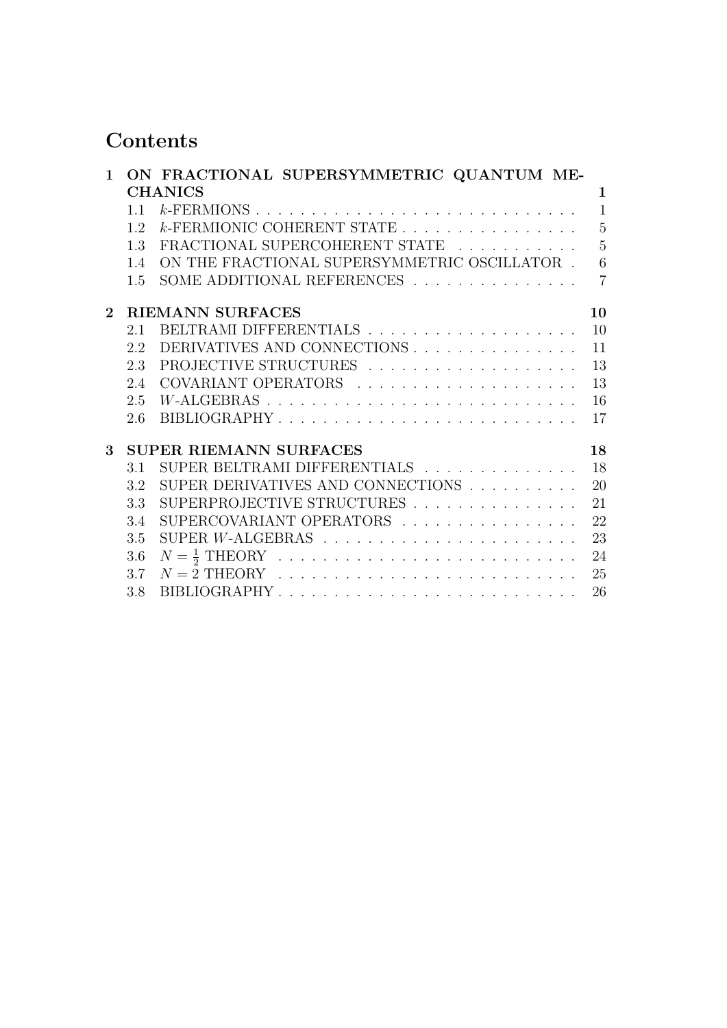# Contents

**1 ON FRACTIONAL SUPERSYMMETRIC QUANTUM MECHANICS** — **1**

- 1.1 $k$-FERMIONS — 1
- 1.2 $k$-FERMIONIC COHERENT STATE — 5
- 1.3 FRACTIONAL SUPERCOHERENT STATE — 5
- 1.4 ON THE FRACTIONAL SUPERSYMMETRIC OSCILLATOR — 6
- 1.5 SOME ADDITIONAL REFERENCES — 7

**2 RIEMANN SURFACES** — **10**

- 2.1 BELTRAMI DIFFERENTIALS — 10
- 2.2 DERIVATIVES AND CONNECTIONS — 11
- 2.3 PROJECTIVE STRUCTURES — 13
- 2.4 COVARIANT OPERATORS — 13
- 2.5 $W$-ALGEBRAS — 16
- 2.6 BIBLIOGRAPHY — 17

**3 SUPER RIEMANN SURFACES** — **18**

- 3.1 SUPER BELTRAMI DIFFERENTIALS — 18
- 3.2 SUPER DERIVATIVES AND CONNECTIONS — 20
- 3.3 SUPERPROJECTIVE STRUCTURES — 21
- 3.4 SUPERCOVARIANT OPERATORS — 22
- 3.5 SUPER $W$-ALGEBRAS — 23
- 3.6 $N = \frac{1}{2}$ THEORY — 24
- 3.7 $N = 2$ THEORY — 25
- 3.8 BIBLIOGRAPHY — 26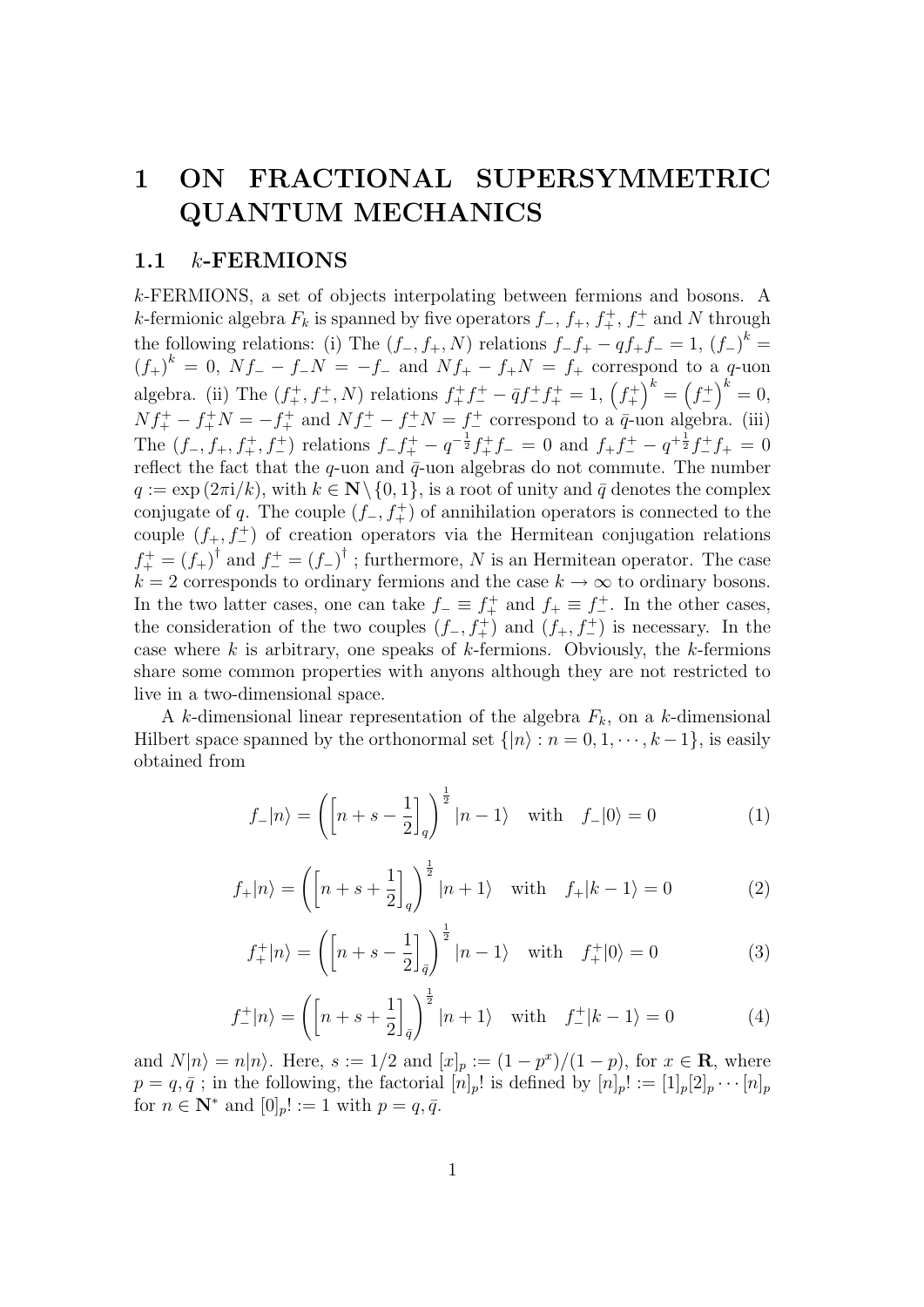# 1 ON FRACTIONAL SUPERSYMMETRIC QUANTUM MECHANICS

## 1.1 $k$-FERMIONS

$k$-FERMIONS, a set of objects interpolating between fermions and bosons. A $k$-fermionic algebra $F_k$ is spanned by five operators $f_-$, $f_+$, $f_+^+$, $f_-^+$ and $N$ through the following relations: (i) The $(f_-, f_+, N)$ relations $f_- f_+ - q f_+ f_- = 1$, $(f_-)^k = (f_+)^k = 0$, $N f_- - f_- N = -f_-$ and $N f_+ - f_+ N = f_+$ correspond to a $q$-uon algebra. (ii) The $(f_+^+, f_-^+, N)$ relations $f_+^+ f_-^+ - \bar{q} f_-^+ f_+^+ = 1$, $\left(f_+^+\right)^k = \left(f_-^+\right)^k = 0$, $N f_+^+ - f_+^+ N = -f_+^+$ and $N f_-^+ - f_-^+ N = f_-^+$ correspond to a $\bar{q}$-uon algebra. (iii) The $(f_-, f_+, f_+^+, f_-^+)$ relations $f_- f_+^+ - q^{-\frac{1}{2}} f_+^+ f_- = 0$ and $f_+ f_-^+ - q^{+\frac{1}{2}} f_-^+ f_+ = 0$ reflect the fact that the $q$-uon and $\bar{q}$-uon algebras do not commute. The number $q := \exp(2\pi \mathrm{i}/k)$, with $k \in \mathbf{N} \setminus \{0, 1\}$, is a root of unity and $\bar{q}$ denotes the complex conjugate of $q$. The couple $(f_-, f_+^+)$ of annihilation operators is connected to the couple $(f_+, f_-^+)$ of creation operators via the Hermitean conjugation relations $f_+^+ = (f_+)^\dagger$ and $f_-^+ = (f_-)^\dagger$ ; furthermore, $N$ is an Hermitean operator. The case $k = 2$ corresponds to ordinary fermions and the case $k \to \infty$ to ordinary bosons. In the two latter cases, one can take $f_- \equiv f_+^+$ and $f_+ \equiv f_-^+$. In the other cases, the consideration of the two couples $(f_-, f_+^+)$ and $(f_+, f_-^+)$ is necessary. In the case where $k$ is arbitrary, one speaks of $k$-fermions. Obviously, the $k$-fermions share some common properties with anyons although they are not restricted to live in a two-dimensional space.

A $k$-dimensional linear representation of the algebra $F_k$, on a $k$-dimensional Hilbert space spanned by the orthonormal set $\{|n\rangle : n = 0, 1, \cdots, k-1\}$, is easily obtained from

$$f_-|n\rangle = \left(\left[n + s - \frac{1}{2}\right]_q\right)^{\frac{1}{2}} |n-1\rangle \quad \text{with} \quad f_-|0\rangle = 0 \tag{1}$$

$$f_+|n\rangle = \left(\left[n + s + \frac{1}{2}\right]_q\right)^{\frac{1}{2}} |n+1\rangle \quad \text{with} \quad f_+|k-1\rangle = 0 \tag{2}$$

$$f_+^+|n\rangle = \left(\left[n + s - \frac{1}{2}\right]_{\bar{q}}\right)^{\frac{1}{2}} |n-1\rangle \quad \text{with} \quad f_+^+|0\rangle = 0 \tag{3}$$

$$f_-^+|n\rangle = \left(\left[n + s + \frac{1}{2}\right]_{\bar{q}}\right)^{\frac{1}{2}} |n+1\rangle \quad \text{with} \quad f_-^+|k-1\rangle = 0 \tag{4}$$

and $N|n\rangle = n|n\rangle$. Here, $s := 1/2$ and $[x]_p := (1 - p^x)/(1 - p)$, for $x \in \mathbf{R}$, where $p = q, \bar{q}$ ; in the following, the factorial $[n]_p!$ is defined by $[n]_p! := [1]_p [2]_p \cdots [n]_p$ for $n \in \mathbf{N}^*$ and $[0]_p! := 1$ with $p = q, \bar{q}$.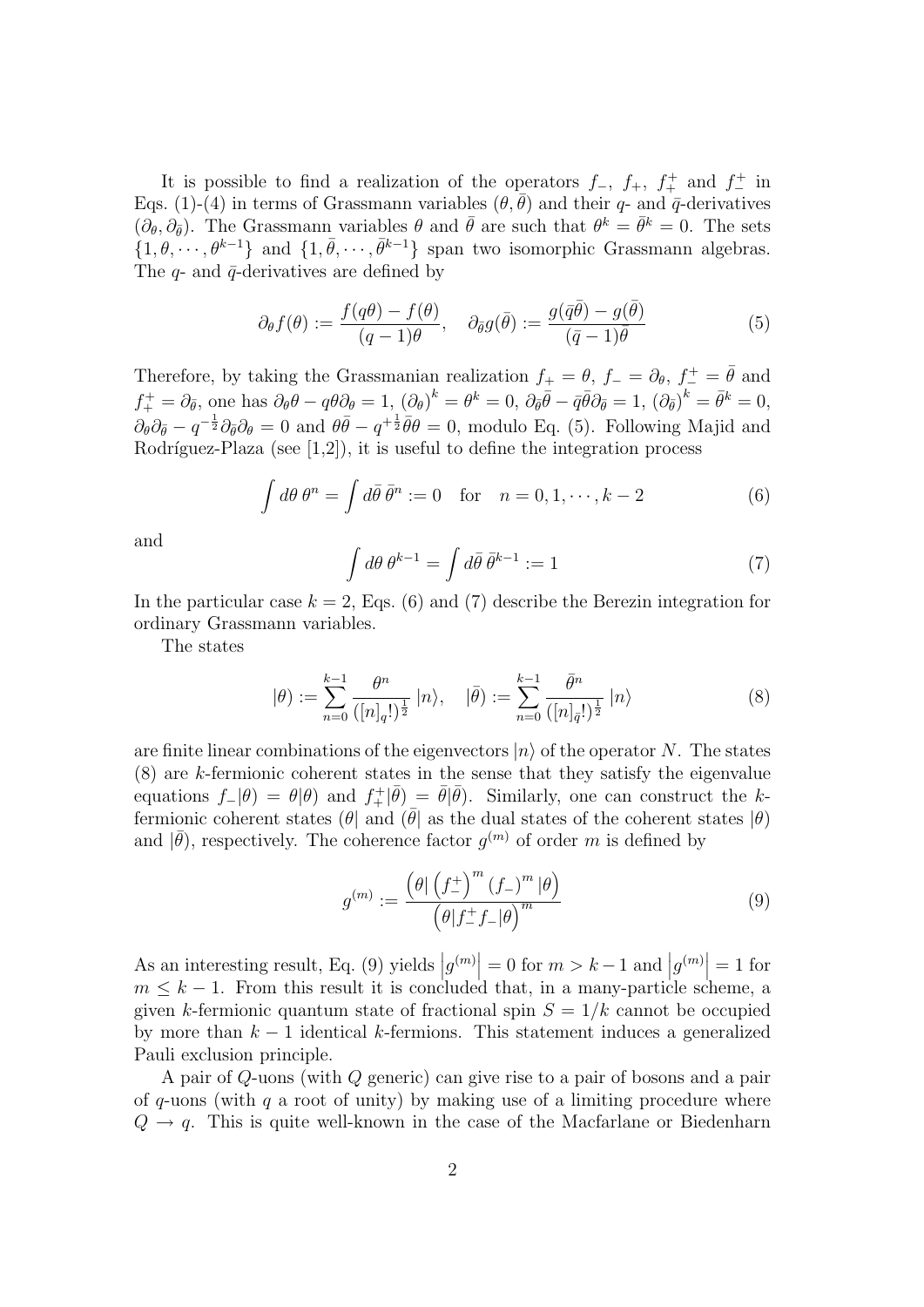It is possible to find a realization of the operators $f_-$, $f_+$, $f_+^+$ and $f_-^+$ in Eqs. (1)-(4) in terms of Grassmann variables $(\theta, \bar{\theta})$ and their $q$- and $\bar{q}$-derivatives $(\partial_\theta, \partial_{\bar{\theta}})$. The Grassmann variables $\theta$ and $\bar{\theta}$ are such that $\theta^k = \bar{\theta}^k = 0$. The sets $\{1, \theta, \cdots, \theta^{k-1}\}$ and $\{1, \bar{\theta}, \cdots, \bar{\theta}^{k-1}\}$ span two isomorphic Grassmann algebras. The $q$- and $\bar{q}$-derivatives are defined by

$$\partial_\theta f(\theta) := \frac{f(q\theta) - f(\theta)}{(q-1)\theta}, \quad \partial_{\bar{\theta}} g(\bar{\theta}) := \frac{g(\bar{q}\bar{\theta}) - g(\bar{\theta})}{(\bar{q}-1)\bar{\theta}} \tag{5}$$

Therefore, by taking the Grassmanian realization $f_+ = \theta$, $f_- = \partial_\theta$, $f_-^+ = \bar{\theta}$ and $f_+^+ = \partial_{\bar{\theta}}$, one has $\partial_\theta \theta - q\theta\partial_\theta = 1$, $(\partial_\theta)^k = \theta^k = 0$, $\partial_{\bar{\theta}}\bar{\theta} - \bar{q}\bar{\theta}\partial_{\bar{\theta}} = 1$, $(\partial_{\bar{\theta}})^k = \bar{\theta}^k = 0$, $\partial_\theta\partial_{\bar{\theta}} - q^{-\frac{1}{2}}\partial_{\bar{\theta}}\partial_\theta = 0$ and $\theta\bar{\theta} - q^{+\frac{1}{2}}\bar{\theta}\theta = 0$, modulo Eq. (5). Following Majid and Rodríguez-Plaza (see [1,2]), it is useful to define the integration process

$$\int d\theta\, \theta^n = \int d\bar{\theta}\, \bar{\theta}^n := 0 \quad \text{for} \quad n = 0, 1, \cdots, k-2 \tag{6}$$

and

$$\int d\theta\, \theta^{k-1} = \int d\bar{\theta}\, \bar{\theta}^{k-1} := 1 \tag{7}$$

In the particular case $k = 2$, Eqs. (6) and (7) describe the Berezin integration for ordinary Grassmann variables.

The states

$$|\theta) := \sum_{n=0}^{k-1} \frac{\theta^n}{([n]_q!)^{\frac{1}{2}}}\, |n\rangle, \quad |\bar{\theta}) := \sum_{n=0}^{k-1} \frac{\bar{\theta}^n}{([n]_{\bar{q}}!)^{\frac{1}{2}}}\, |n\rangle \tag{8}$$

are finite linear combinations of the eigenvectors $|n\rangle$ of the operator $N$. The states (8) are $k$-fermionic coherent states in the sense that they satisfy the eigenvalue equations $f_-|\theta) = \theta|\theta)$ and $f_+^+|\bar{\theta}) = \bar{\theta}|\bar{\theta})$. Similarly, one can construct the $k$-fermionic coherent states $(\theta|$ and $(\bar{\theta}|$ as the dual states of the coherent states $|\theta)$ and $|\bar{\theta})$, respectively. The coherence factor $g^{(m)}$ of order $m$ is defined by

$$g^{(m)} := \frac{\left(\theta|\left(f_-^+\right)^m (f_-)^m|\theta\right)}{\left(\theta|f_-^+ f_-|\theta\right)^m} \tag{9}$$

As an interesting result, Eq. (9) yields $\left|g^{(m)}\right| = 0$ for $m > k-1$ and $\left|g^{(m)}\right| = 1$ for $m \leq k-1$. From this result it is concluded that, in a many-particle scheme, a given $k$-fermionic quantum state of fractional spin $S = 1/k$ cannot be occupied by more than $k-1$ identical $k$-fermions. This statement induces a generalized Pauli exclusion principle.

A pair of $Q$-uons (with $Q$ generic) can give rise to a pair of bosons and a pair of $q$-uons (with $q$ a root of unity) by making use of a limiting procedure where $Q \to q$. This is quite well-known in the case of the Macfarlane or Biedenharn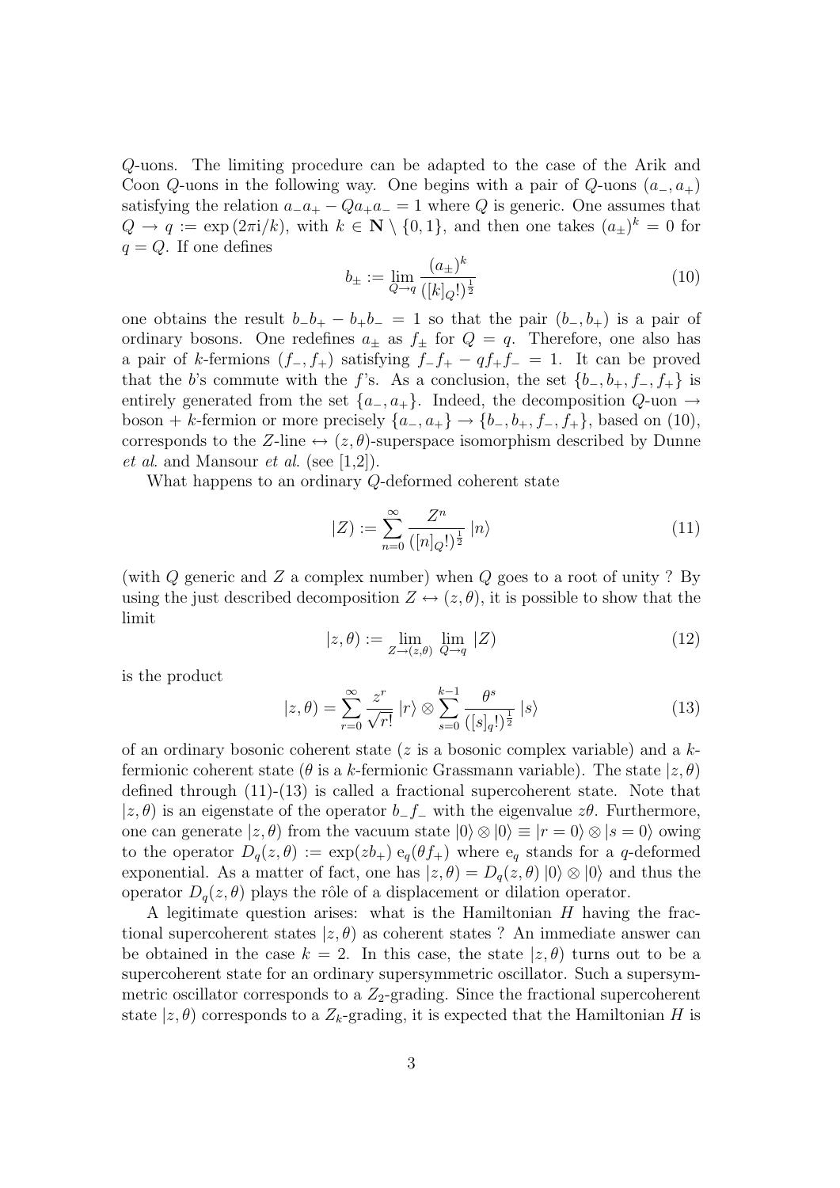$Q$-uons. The limiting procedure can be adapted to the case of the Arik and Coon $Q$-uons in the following way. One begins with a pair of $Q$-uons $(a_-, a_+)$ satisfying the relation $a_- a_+ - Q a_+ a_- = 1$ where $Q$ is generic. One assumes that $Q \to q := \exp(2\pi i/k)$, with $k \in \mathbf{N} \setminus \{0, 1\}$, and then one takes $(a_\pm)^k = 0$ for $q = Q$. If one defines

$$b_\pm := \lim_{Q \to q} \frac{(a_\pm)^k}{([k]_Q!)^{\frac{1}{2}}} \tag{10}$$

one obtains the result $b_- b_+ - b_+ b_- = 1$ so that the pair $(b_-, b_+)$ is a pair of ordinary bosons. One redefines $a_\pm$ as $f_\pm$ for $Q = q$. Therefore, one also has a pair of $k$-fermions $(f_-, f_+)$ satisfying $f_- f_+ - q f_+ f_- = 1$. It can be proved that the $b$'s commute with the $f$'s. As a conclusion, the set $\{b_-, b_+, f_-, f_+\}$ is entirely generated from the set $\{a_-, a_+\}$. Indeed, the decomposition $Q$-uon $\to$ boson + $k$-fermion or more precisely $\{a_-, a_+\} \to \{b_-, b_+, f_-, f_+\}$, based on (10), corresponds to the $Z$-line $\leftrightarrow$ $(z, \theta)$-superspace isomorphism described by Dunne *et al.* and Mansour *et al.* (see [1,2]).

What happens to an ordinary $Q$-deformed coherent state

$$|Z) := \sum_{n=0}^{\infty} \frac{Z^n}{([n]_Q!)^{\frac{1}{2}}} \, |n\rangle \tag{11}$$

(with $Q$ generic and $Z$ a complex number) when $Q$ goes to a root of unity ? By using the just described decomposition $Z \leftrightarrow (z, \theta)$, it is possible to show that the limit

$$|z, \theta) := \lim_{Z \to (z,\theta)} \lim_{Q \to q} |Z) \tag{12}$$

is the product

$$|z, \theta) = \sum_{r=0}^{\infty} \frac{z^r}{\sqrt{r!}} \, |r\rangle \otimes \sum_{s=0}^{k-1} \frac{\theta^s}{([s]_q!)^{\frac{1}{2}}} \, |s\rangle \tag{13}$$

of an ordinary bosonic coherent state ($z$ is a bosonic complex variable) and a $k$-fermionic coherent state ($\theta$ is a $k$-fermionic Grassmann variable). The state $|z, \theta)$ defined through (11)-(13) is called a fractional supercoherent state. Note that $|z, \theta)$ is an eigenstate of the operator $b_- f_-$ with the eigenvalue $z\theta$. Furthermore, one can generate $|z, \theta)$ from the vacuum state $|0\rangle \otimes |0\rangle \equiv |r = 0\rangle \otimes |s = 0\rangle$ owing to the operator $D_q(z, \theta) := \exp(z b_+) \, \mathrm{e}_q(\theta f_+)$ where $\mathrm{e}_q$ stands for a $q$-deformed exponential. As a matter of fact, one has $|z, \theta) = D_q(z, \theta) \, |0\rangle \otimes |0\rangle$ and thus the operator $D_q(z, \theta)$ plays the rôle of a displacement or dilation operator.

A legitimate question arises: what is the Hamiltonian $H$ having the fractional supercoherent states $|z, \theta)$ as coherent states ? An immediate answer can be obtained in the case $k = 2$. In this case, the state $|z, \theta)$ turns out to be a supercoherent state for an ordinary supersymmetric oscillator. Such a supersymmetric oscillator corresponds to a $Z_2$-grading. Since the fractional supercoherent state $|z, \theta)$ corresponds to a $Z_k$-grading, it is expected that the Hamiltonian $H$ is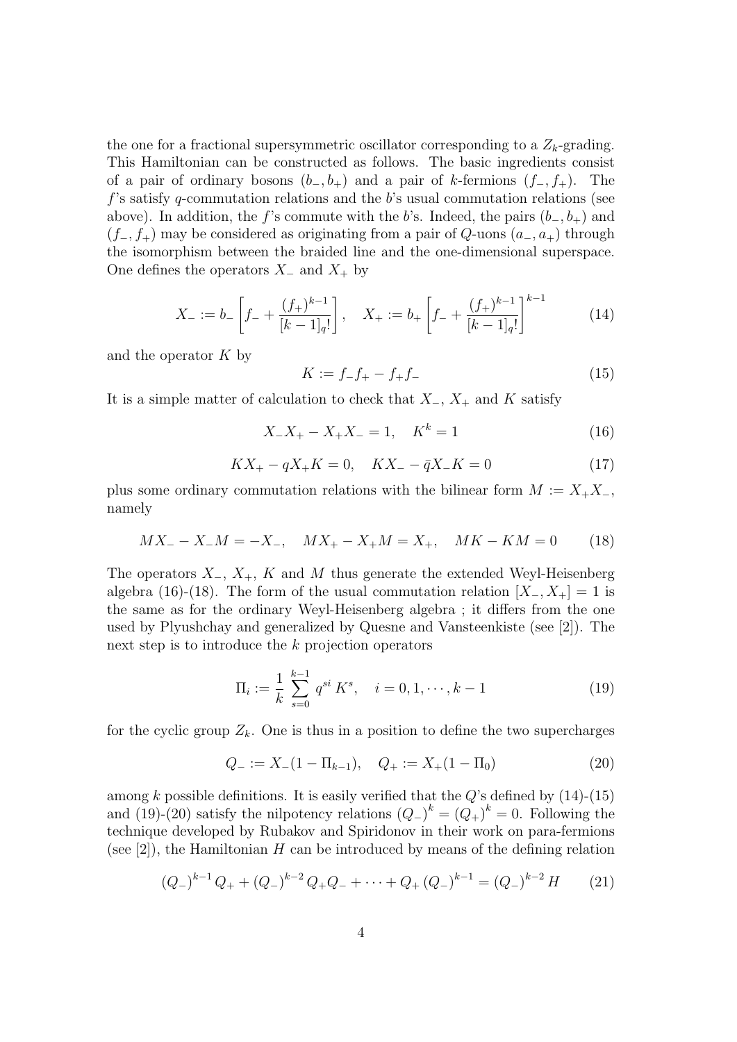the one for a fractional supersymmetric oscillator corresponding to a $Z_k$-grading. This Hamiltonian can be constructed as follows. The basic ingredients consist of a pair of ordinary bosons $(b_-, b_+)$ and a pair of $k$-fermions $(f_-, f_+)$. The $f$'s satisfy $q$-commutation relations and the $b$'s usual commutation relations (see above). In addition, the $f$'s commute with the $b$'s. Indeed, the pairs $(b_-, b_+)$ and $(f_-, f_+)$ may be considered as originating from a pair of $Q$-uons $(a_-, a_+)$ through the isomorphism between the braided line and the one-dimensional superspace. One defines the operators $X_-$ and $X_+$ by

$$X_- := b_- \left[ f_- + \frac{(f_+)^{k-1}}{[k-1]_q!} \right], \quad X_+ := b_+ \left[ f_- + \frac{(f_+)^{k-1}}{[k-1]_q!} \right]^{k-1} \tag{14}$$

and the operator $K$ by

$$K := f_- f_+ - f_+ f_- \tag{15}$$

It is a simple matter of calculation to check that $X_-$, $X_+$ and $K$ satisfy

$$X_- X_+ - X_+ X_- = 1, \quad K^k = 1 \tag{16}$$

$$K X_+ - q X_+ K = 0, \quad K X_- - \bar{q} X_- K = 0 \tag{17}$$

plus some ordinary commutation relations with the bilinear form $M := X_+ X_-$, namely

$$M X_- - X_- M = -X_-, \quad M X_+ - X_+ M = X_+, \quad MK - KM = 0 \tag{18}$$

The operators $X_-$, $X_+$, $K$ and $M$ thus generate the extended Weyl-Heisenberg algebra (16)-(18). The form of the usual commutation relation $[X_-, X_+] = 1$ is the same as for the ordinary Weyl-Heisenberg algebra ; it differs from the one used by Plyushchay and generalized by Quesne and Vansteenkiste (see [2]). The next step is to introduce the $k$ projection operators

$$\Pi_i := \frac{1}{k} \sum_{s=0}^{k-1} q^{si} \, K^s, \quad i = 0, 1, \cdots, k-1 \tag{19}$$

for the cyclic group $Z_k$. One is thus in a position to define the two supercharges

$$Q_- := X_- (1 - \Pi_{k-1}), \quad Q_+ := X_+ (1 - \Pi_0) \tag{20}$$

among $k$ possible definitions. It is easily verified that the $Q$'s defined by (14)-(15) and (19)-(20) satisfy the nilpotency relations $(Q_-)^k = (Q_+)^k = 0$. Following the technique developed by Rubakov and Spiridonov in their work on para-fermions (see [2]), the Hamiltonian $H$ can be introduced by means of the defining relation

$$(Q_-)^{k-1} Q_+ + (Q_-)^{k-2} Q_+ Q_- + \cdots + Q_+ (Q_-)^{k-1} = (Q_-)^{k-2} H \tag{21}$$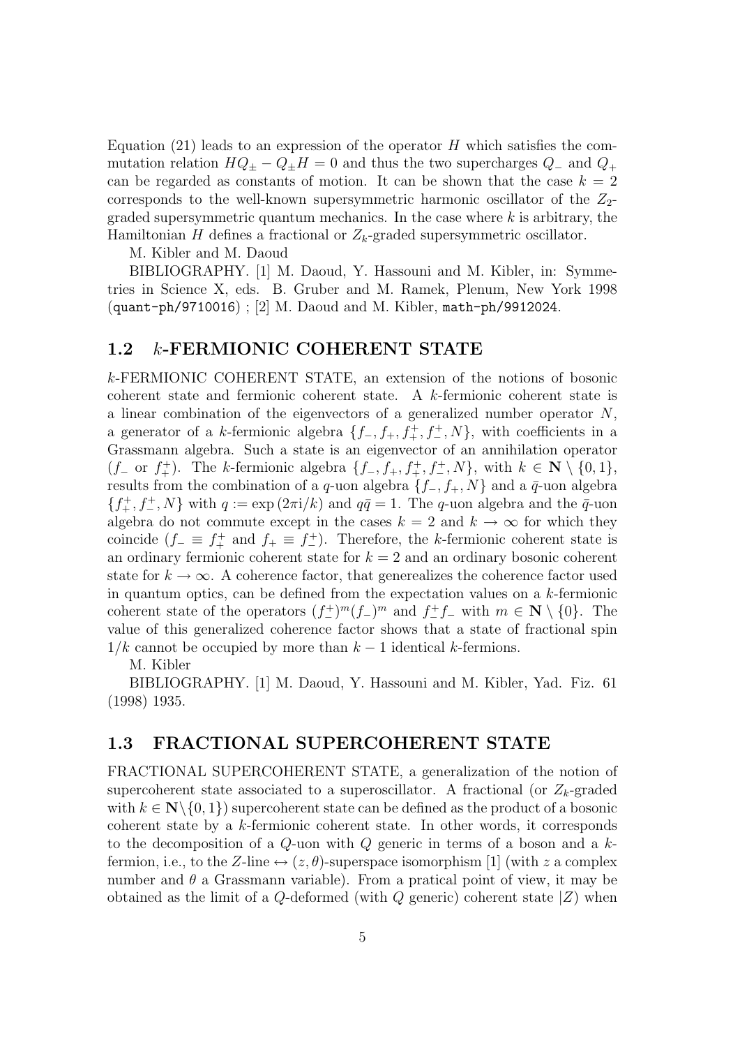Equation (21) leads to an expression of the operator $H$ which satisfies the commutation relation $HQ_{\pm} - Q_{\pm}H = 0$ and thus the two supercharges $Q_-$ and $Q_+$ can be regarded as constants of motion. It can be shown that the case $k = 2$ corresponds to the well-known supersymmetric harmonic oscillator of the $Z_2$-graded supersymmetric quantum mechanics. In the case where $k$ is arbitrary, the Hamiltonian $H$ defines a fractional or $Z_k$-graded supersymmetric oscillator.

M. Kibler and M. Daoud

BIBLIOGRAPHY. [1] M. Daoud, Y. Hassouni and M. Kibler, in: Symmetries in Science X, eds. B. Gruber and M. Ramek, Plenum, New York 1998 (quant-ph/9710016) ; [2] M. Daoud and M. Kibler, math-ph/9912024.

## 1.2 $k$-FERMIONIC COHERENT STATE

$k$-FERMIONIC COHERENT STATE, an extension of the notions of bosonic coherent state and fermionic coherent state. A $k$-fermionic coherent state is a linear combination of the eigenvectors of a generalized number operator $N$, a generator of a $k$-fermionic algebra $\{f_-, f_+, f_+^+, f_-^+, N\}$, with coefficients in a Grassmann algebra. Such a state is an eigenvector of an annihilation operator ($f_-$ or $f_+^+$). The $k$-fermionic algebra $\{f_-, f_+, f_+^+, f_-^+, N\}$, with $k \in \mathbf{N} \setminus \{0, 1\}$, results from the combination of a $q$-uon algebra $\{f_-, f_+, N\}$ and a $\bar{q}$-uon algebra $\{f_+^+, f_-^+, N\}$ with $q := \exp(2\pi \mathrm{i}/k)$ and $q\bar{q} = 1$. The $q$-uon algebra and the $\bar{q}$-uon algebra do not commute except in the cases $k = 2$ and $k \to \infty$ for which they coincide ($f_- \equiv f_+^+$ and $f_+ \equiv f_-^+$). Therefore, the $k$-fermionic coherent state is an ordinary fermionic coherent state for $k = 2$ and an ordinary bosonic coherent state for $k \to \infty$. A coherence factor, that generealizes the coherence factor used in quantum optics, can be defined from the expectation values on a $k$-fermionic coherent state of the operators $(f_-^+)^m (f_-)^m$ and $f_-^+ f_-$ with $m \in \mathbf{N} \setminus \{0\}$. The value of this generalized coherence factor shows that a state of fractional spin $1/k$ cannot be occupied by more than $k - 1$ identical $k$-fermions.

M. Kibler

BIBLIOGRAPHY. [1] M. Daoud, Y. Hassouni and M. Kibler, Yad. Fiz. 61 (1998) 1935.

## 1.3 FRACTIONAL SUPERCOHERENT STATE

FRACTIONAL SUPERCOHERENT STATE, a generalization of the notion of supercoherent state associated to a superoscillator. A fractional (or $Z_k$-graded with $k \in \mathbf{N} \setminus \{0, 1\}$) supercoherent state can be defined as the product of a bosonic coherent state by a $k$-fermionic coherent state. In other words, it corresponds to the decomposition of a $Q$-uon with $Q$ generic in terms of a boson and a $k$-fermion, i.e., to the $Z$-line $\leftrightarrow (z, \theta)$-superspace isomorphism [1] (with $z$ a complex number and $\theta$ a Grassmann variable). From a pratical point of view, it may be obtained as the limit of a $Q$-deformed (with $Q$ generic) coherent state $|Z)$ when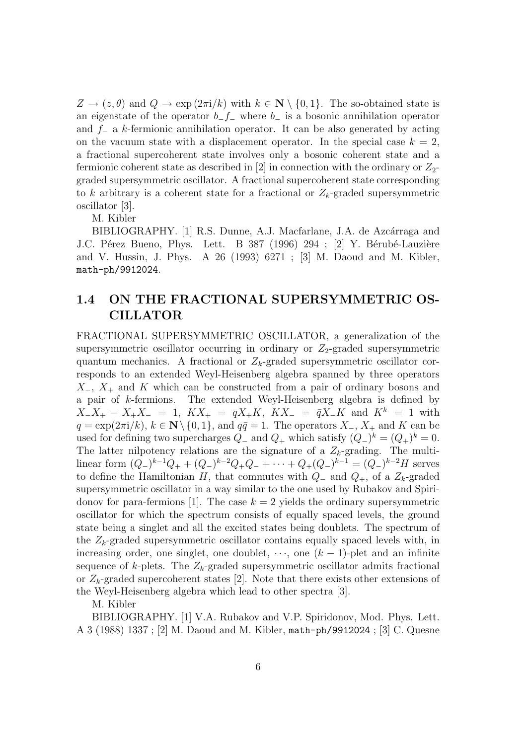$Z \to (z, \theta)$ and $Q \to \exp(2\pi i/k)$ with $k \in \mathbf{N} \setminus \{0, 1\}$. The so-obtained state is an eigenstate of the operator $b_- f_-$ where $b_-$ is a bosonic annihilation operator and $f_-$ a $k$-fermionic annihilation operator. It can be also generated by acting on the vacuum state with a displacement operator. In the special case $k = 2$, a fractional supercoherent state involves only a bosonic coherent state and a fermionic coherent state as described in [2] in connection with the ordinary or $Z_2$-graded supersymmetric oscillator. A fractional supercoherent state corresponding to $k$ arbitrary is a coherent state for a fractional or $Z_k$-graded supersymmetric oscillator [3].

M. Kibler

BIBLIOGRAPHY. [1] R.S. Dunne, A.J. Macfarlane, J.A. de Azcárraga and J.C. Pérez Bueno, Phys. Lett. B 387 (1996) 294 ; [2] Y. Bérubé-Lauzière and V. Hussin, J. Phys. A 26 (1993) 6271 ; [3] M. Daoud and M. Kibler, math-ph/9912024.

## 1.4 ON THE FRACTIONAL SUPERSYMMETRIC OSCILLATOR

FRACTIONAL SUPERSYMMETRIC OSCILLATOR, a generalization of the supersymmetric oscillator occurring in ordinary or $Z_2$-graded supersymmetric quantum mechanics. A fractional or $Z_k$-graded supersymmetric oscillator corresponds to an extended Weyl-Heisenberg algebra spanned by three operators $X_-$, $X_+$ and $K$ which can be constructed from a pair of ordinary bosons and a pair of $k$-fermions. The extended Weyl-Heisenberg algebra is defined by $X_- X_+ - X_+ X_- = 1$, $K X_+ = q X_+ K$, $K X_- = \bar{q} X_- K$ and $K^k = 1$ with $q = \exp(2\pi i/k)$, $k \in \mathbf{N} \setminus \{0, 1\}$, and $q\bar{q} = 1$. The operators $X_-$, $X_+$ and $K$ can be used for defining two supercharges $Q_-$ and $Q_+$ which satisfy $(Q_-)^k = (Q_+)^k = 0$. The latter nilpotency relations are the signature of a $Z_k$-grading. The multilinear form $(Q_-)^{k-1} Q_+ + (Q_-)^{k-2} Q_+ Q_- + \cdots + Q_+ (Q_-)^{k-1} = (Q_-)^{k-2} H$ serves to define the Hamiltonian $H$, that commutes with $Q_-$ and $Q_+$, of a $Z_k$-graded supersymmetric oscillator in a way similar to the one used by Rubakov and Spiridonov for para-fermions [1]. The case $k = 2$ yields the ordinary supersymmetric oscillator for which the spectrum consists of equally spaced levels, the ground state being a singlet and all the excited states being doublets. The spectrum of the $Z_k$-graded supersymmetric oscillator contains equally spaced levels with, in increasing order, one singlet, one doublet, $\cdots$, one $(k-1)$-plet and an infinite sequence of $k$-plets. The $Z_k$-graded supersymmetric oscillator admits fractional or $Z_k$-graded supercoherent states [2]. Note that there exists other extensions of the Weyl-Heisenberg algebra which lead to other spectra [3].

M. Kibler

BIBLIOGRAPHY. [1] V.A. Rubakov and V.P. Spiridonov, Mod. Phys. Lett. A 3 (1988) 1337 ; [2] M. Daoud and M. Kibler, math-ph/9912024 ; [3] C. Quesne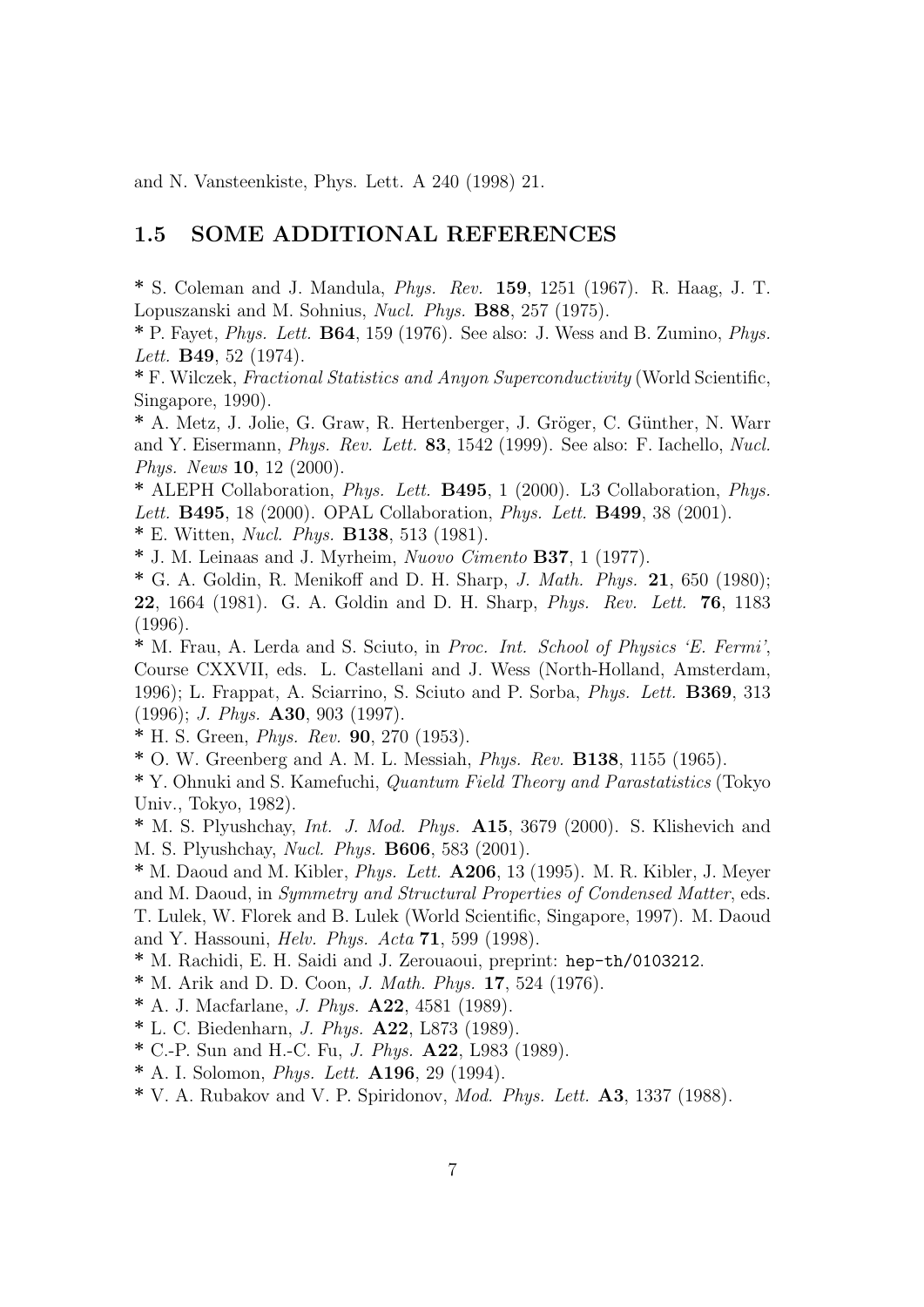and N. Vansteenkiste, Phys. Lett. A 240 (1998) 21.

## 1.5 SOME ADDITIONAL REFERENCES

* S. Coleman and J. Mandula, *Phys. Rev.* **159**, 1251 (1967). R. Haag, J. T. Lopuszanski and M. Sohnius, *Nucl. Phys.* **B88**, 257 (1975).
* P. Fayet, *Phys. Lett.* **B64**, 159 (1976). See also: J. Wess and B. Zumino, *Phys. Lett.* **B49**, 52 (1974).
* F. Wilczek, *Fractional Statistics and Anyon Superconductivity* (World Scientific, Singapore, 1990).
* A. Metz, J. Jolie, G. Graw, R. Hertenberger, J. Gröger, C. Günther, N. Warr and Y. Eisermann, *Phys. Rev. Lett.* **83**, 1542 (1999). See also: F. Iachello, *Nucl. Phys. News* **10**, 12 (2000).
* ALEPH Collaboration, *Phys. Lett.* **B495**, 1 (2000). L3 Collaboration, *Phys. Lett.* **B495**, 18 (2000). OPAL Collaboration, *Phys. Lett.* **B499**, 38 (2001).
* E. Witten, *Nucl. Phys.* **B138**, 513 (1981).
* J. M. Leinaas and J. Myrheim, *Nuovo Cimento* **B37**, 1 (1977).
* G. A. Goldin, R. Menikoff and D. H. Sharp, *J. Math. Phys.* **21**, 650 (1980); **22**, 1664 (1981). G. A. Goldin and D. H. Sharp, *Phys. Rev. Lett.* **76**, 1183 (1996).
* M. Frau, A. Lerda and S. Sciuto, in *Proc. Int. School of Physics 'E. Fermi'*, Course CXXVII, eds. L. Castellani and J. Wess (North-Holland, Amsterdam, 1996); L. Frappat, A. Sciarrino, S. Sciuto and P. Sorba, *Phys. Lett.* **B369**, 313 (1996); *J. Phys.* **A30**, 903 (1997).
* H. S. Green, *Phys. Rev.* **90**, 270 (1953).
* O. W. Greenberg and A. M. L. Messiah, *Phys. Rev.* **B138**, 1155 (1965).
* Y. Ohnuki and S. Kamefuchi, *Quantum Field Theory and Parastatistics* (Tokyo Univ., Tokyo, 1982).
* M. S. Plyushchay, *Int. J. Mod. Phys.* **A15**, 3679 (2000). S. Klishevich and M. S. Plyushchay, *Nucl. Phys.* **B606**, 583 (2001).
* M. Daoud and M. Kibler, *Phys. Lett.* **A206**, 13 (1995). M. R. Kibler, J. Meyer and M. Daoud, in *Symmetry and Structural Properties of Condensed Matter*, eds. T. Lulek, W. Florek and B. Lulek (World Scientific, Singapore, 1997). M. Daoud and Y. Hassouni, *Helv. Phys. Acta* **71**, 599 (1998).
* M. Rachidi, E. H. Saidi and J. Zerouaoui, preprint: `hep-th/0103212`.
* M. Arik and D. D. Coon, *J. Math. Phys.* **17**, 524 (1976).
* A. J. Macfarlane, *J. Phys.* **A22**, 4581 (1989).
* L. C. Biedenharn, *J. Phys.* **A22**, L873 (1989).
* C.-P. Sun and H.-C. Fu, *J. Phys.* **A22**, L983 (1989).
* A. I. Solomon, *Phys. Lett.* **A196**, 29 (1994).
* V. A. Rubakov and V. P. Spiridonov, *Mod. Phys. Lett.* **A3**, 1337 (1988).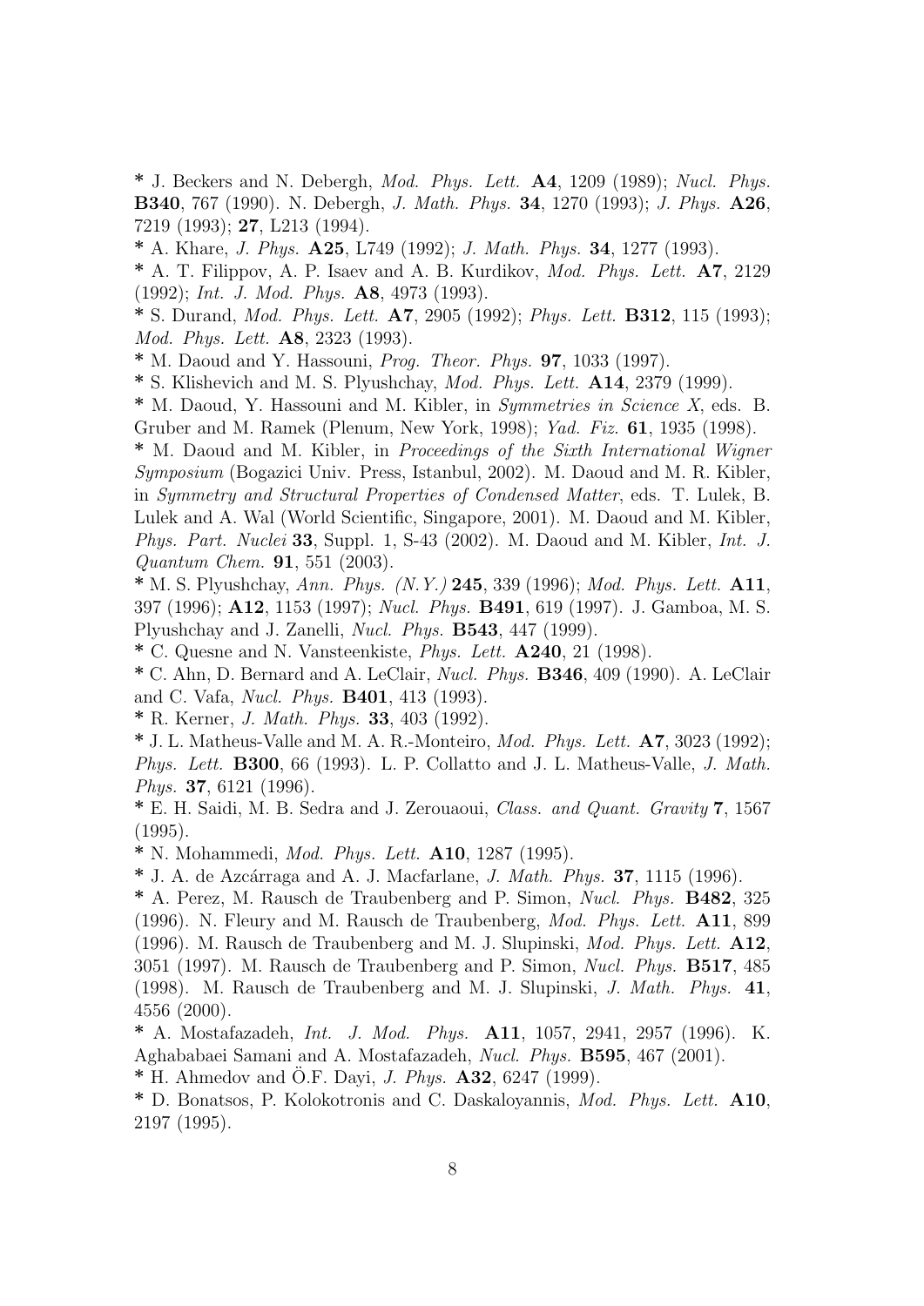* J. Beckers and N. Debergh, *Mod. Phys. Lett.* **A4**, 1209 (1989); *Nucl. Phys.* **B340**, 767 (1990). N. Debergh, *J. Math. Phys.* **34**, 1270 (1993); *J. Phys.* **A26**, 7219 (1993); **27**, L213 (1994).

* A. Khare, *J. Phys.* **A25**, L749 (1992); *J. Math. Phys.* **34**, 1277 (1993).

* A. T. Filippov, A. P. Isaev and A. B. Kurdikov, *Mod. Phys. Lett.* **A7**, 2129 (1992); *Int. J. Mod. Phys.* **A8**, 4973 (1993).

* S. Durand, *Mod. Phys. Lett.* **A7**, 2905 (1992); *Phys. Lett.* **B312**, 115 (1993); *Mod. Phys. Lett.* **A8**, 2323 (1993).

* M. Daoud and Y. Hassouni, *Prog. Theor. Phys.* **97**, 1033 (1997).

* S. Klishevich and M. S. Plyushchay, *Mod. Phys. Lett.* **A14**, 2379 (1999).

* M. Daoud, Y. Hassouni and M. Kibler, in *Symmetries in Science X*, eds. B. Gruber and M. Ramek (Plenum, New York, 1998); *Yad. Fiz.* **61**, 1935 (1998).

* M. Daoud and M. Kibler, in *Proceedings of the Sixth International Wigner Symposium* (Bogazici Univ. Press, Istanbul, 2002). M. Daoud and M. R. Kibler, in *Symmetry and Structural Properties of Condensed Matter*, eds. T. Lulek, B. Lulek and A. Wal (World Scientific, Singapore, 2001). M. Daoud and M. Kibler, *Phys. Part. Nuclei* **33**, Suppl. 1, S-43 (2002). M. Daoud and M. Kibler, *Int. J. Quantum Chem.* **91**, 551 (2003).

* M. S. Plyushchay, *Ann. Phys. (N.Y.)* **245**, 339 (1996); *Mod. Phys. Lett.* **A11**, 397 (1996); **A12**, 1153 (1997); *Nucl. Phys.* **B491**, 619 (1997). J. Gamboa, M. S. Plyushchay and J. Zanelli, *Nucl. Phys.* **B543**, 447 (1999).

* C. Quesne and N. Vansteenkiste, *Phys. Lett.* **A240**, 21 (1998).

* C. Ahn, D. Bernard and A. LeClair, *Nucl. Phys.* **B346**, 409 (1990). A. LeClair and C. Vafa, *Nucl. Phys.* **B401**, 413 (1993).

* R. Kerner, *J. Math. Phys.* **33**, 403 (1992).

* J. L. Matheus-Valle and M. A. R.-Monteiro, *Mod. Phys. Lett.* **A7**, 3023 (1992); *Phys. Lett.* **B300**, 66 (1993). L. P. Collatto and J. L. Matheus-Valle, *J. Math. Phys.* **37**, 6121 (1996).

* E. H. Saidi, M. B. Sedra and J. Zerouaoui, *Class. and Quant. Gravity* **7**, 1567 (1995).

* N. Mohammedi, *Mod. Phys. Lett.* **A10**, 1287 (1995).

* J. A. de Azcárraga and A. J. Macfarlane, *J. Math. Phys.* **37**, 1115 (1996).

* A. Perez, M. Rausch de Traubenberg and P. Simon, *Nucl. Phys.* **B482**, 325 (1996). N. Fleury and M. Rausch de Traubenberg, *Mod. Phys. Lett.* **A11**, 899 (1996). M. Rausch de Traubenberg and M. J. Slupinski, *Mod. Phys. Lett.* **A12**, 3051 (1997). M. Rausch de Traubenberg and P. Simon, *Nucl. Phys.* **B517**, 485 (1998). M. Rausch de Traubenberg and M. J. Slupinski, *J. Math. Phys.* **41**, 4556 (2000).

* A. Mostafazadeh, *Int. J. Mod. Phys.* **A11**, 1057, 2941, 2957 (1996). K. Aghababaei Samani and A. Mostafazadeh, *Nucl. Phys.* **B595**, 467 (2001).

* H. Ahmedov and Ö.F. Dayi, *J. Phys.* **A32**, 6247 (1999).

* D. Bonatsos, P. Kolokotronis and C. Daskaloyannis, *Mod. Phys. Lett.* **A10**, 2197 (1995).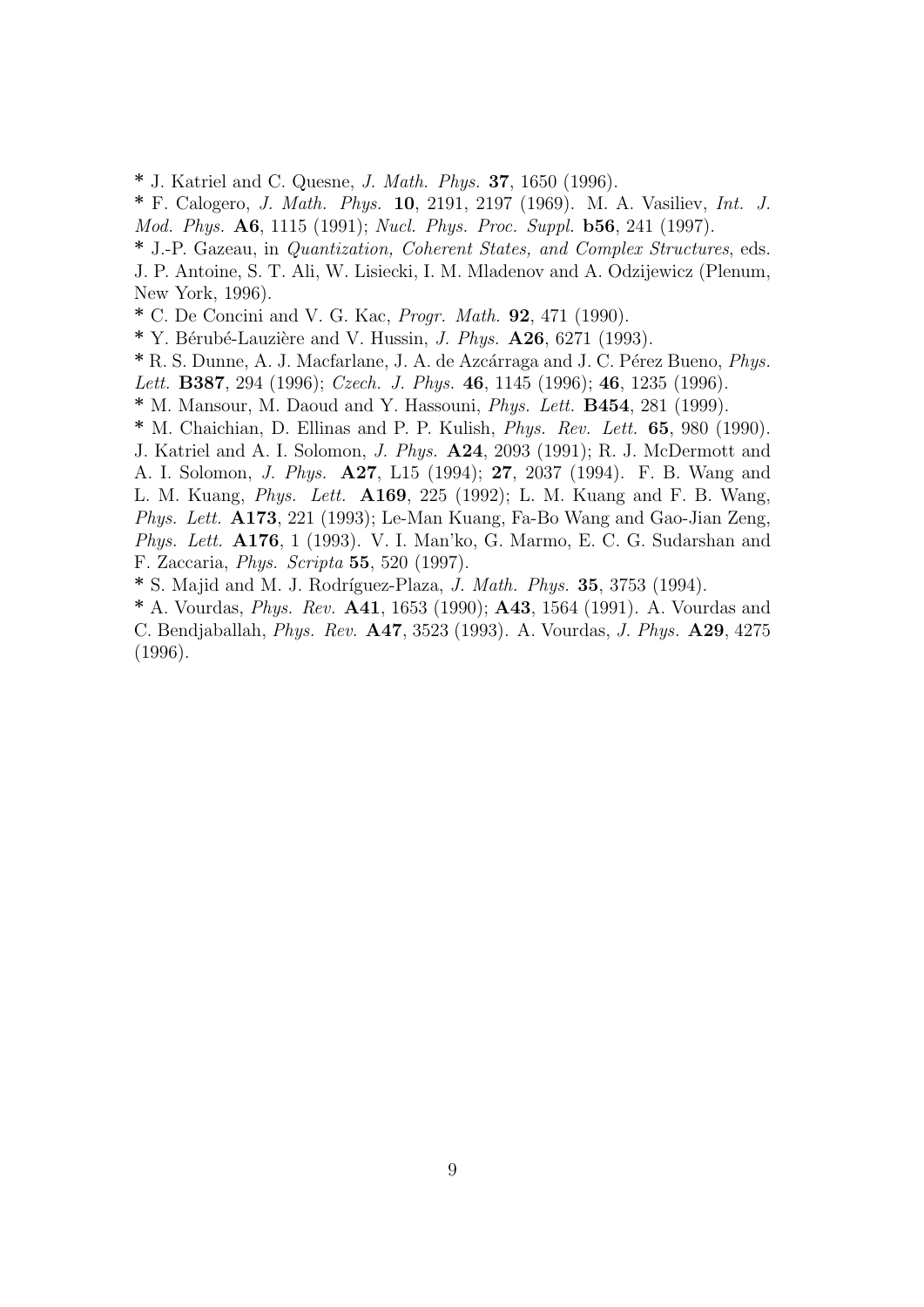* J. Katriel and C. Quesne, *J. Math. Phys.* **37**, 1650 (1996).

* F. Calogero, *J. Math. Phys.* **10**, 2191, 2197 (1969). M. A. Vasiliev, *Int. J. Mod. Phys.* **A6**, 1115 (1991); *Nucl. Phys. Proc. Suppl.* **b56**, 241 (1997).

* J.-P. Gazeau, in *Quantization, Coherent States, and Complex Structures*, eds. J. P. Antoine, S. T. Ali, W. Lisiecki, I. M. Mladenov and A. Odzijewicz (Plenum, New York, 1996).

* C. De Concini and V. G. Kac, *Progr. Math.* **92**, 471 (1990).

* Y. Bérubé-Lauzière and V. Hussin, *J. Phys.* **A26**, 6271 (1993).

* R. S. Dunne, A. J. Macfarlane, J. A. de Azcárraga and J. C. Pérez Bueno, *Phys. Lett.* **B387**, 294 (1996); *Czech. J. Phys.* **46**, 1145 (1996); **46**, 1235 (1996).

* M. Mansour, M. Daoud and Y. Hassouni, *Phys. Lett.* **B454**, 281 (1999).

* M. Chaichian, D. Ellinas and P. P. Kulish, *Phys. Rev. Lett.* **65**, 980 (1990). J. Katriel and A. I. Solomon, *J. Phys.* **A24**, 2093 (1991); R. J. McDermott and A. I. Solomon, *J. Phys.* **A27**, L15 (1994); **27**, 2037 (1994). F. B. Wang and L. M. Kuang, *Phys. Lett.* **A169**, 225 (1992); L. M. Kuang and F. B. Wang, *Phys. Lett.* **A173**, 221 (1993); Le-Man Kuang, Fa-Bo Wang and Gao-Jian Zeng, *Phys. Lett.* **A176**, 1 (1993). V. I. Man'ko, G. Marmo, E. C. G. Sudarshan and F. Zaccaria, *Phys. Scripta* **55**, 520 (1997).

* S. Majid and M. J. Rodríguez-Plaza, *J. Math. Phys.* **35**, 3753 (1994).

* A. Vourdas, *Phys. Rev.* **A41**, 1653 (1990); **A43**, 1564 (1991). A. Vourdas and C. Bendjaballah, *Phys. Rev.* **A47**, 3523 (1993). A. Vourdas, *J. Phys.* **A29**, 4275 (1996).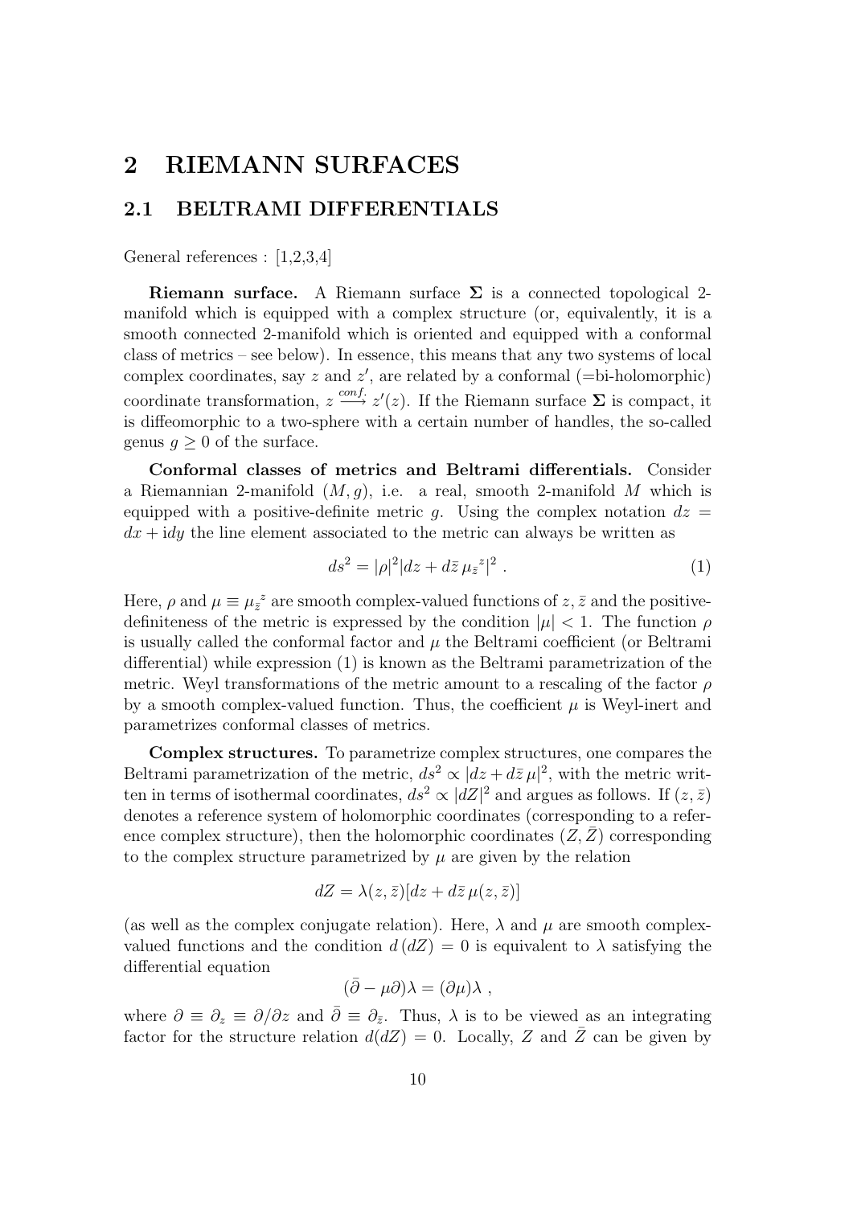# 2 RIEMANN SURFACES

## 2.1 BELTRAMI DIFFERENTIALS

General references : [1,2,3,4]

**Riemann surface.** A Riemann surface $\mathbf{\Sigma}$ is a connected topological 2-manifold which is equipped with a complex structure (or, equivalently, it is a smooth connected 2-manifold which is oriented and equipped with a conformal class of metrics – see below). In essence, this means that any two systems of local complex coordinates, say $z$ and $z'$, are related by a conformal (=bi-holomorphic) coordinate transformation, $z \stackrel{conf.}{\longrightarrow} z'(z)$. If the Riemann surface $\mathbf{\Sigma}$ is compact, it is diffeomorphic to a two-sphere with a certain number of handles, the so-called genus $g \geq 0$ of the surface.

**Conformal classes of metrics and Beltrami differentials.** Consider a Riemannian 2-manifold $(M, g)$, i.e. a real, smooth 2-manifold $M$ which is equipped with a positive-definite metric $g$. Using the complex notation $dz = dx + \mathrm{i}dy$ the line element associated to the metric can always be written as

$$ds^2 = |\rho|^2 |dz + d\bar{z}\, \mu_{\bar{z}}{}^{z}|^2 \ . \tag{1}$$

Here, $\rho$ and $\mu \equiv \mu_{\bar{z}}{}^{z}$ are smooth complex-valued functions of $z, \bar{z}$ and the positive-definiteness of the metric is expressed by the condition $|\mu| < 1$. The function $\rho$ is usually called the conformal factor and $\mu$ the Beltrami coefficient (or Beltrami differential) while expression (1) is known as the Beltrami parametrization of the metric. Weyl transformations of the metric amount to a rescaling of the factor $\rho$ by a smooth complex-valued function. Thus, the coefficient $\mu$ is Weyl-inert and parametrizes conformal classes of metrics.

**Complex structures.** To parametrize complex structures, one compares the Beltrami parametrization of the metric, $ds^2 \propto |dz + d\bar{z}\, \mu|^2$, with the metric written in terms of isothermal coordinates, $ds^2 \propto |dZ|^2$ and argues as follows. If $(z, \bar{z})$ denotes a reference system of holomorphic coordinates (corresponding to a reference complex structure), then the holomorphic coordinates $(Z, \bar{Z})$ corresponding to the complex structure parametrized by $\mu$ are given by the relation

$$dZ = \lambda(z, \bar{z})[dz + d\bar{z}\, \mu(z, \bar{z})]$$

(as well as the complex conjugate relation). Here, $\lambda$ and $\mu$ are smooth complex-valued functions and the condition $d\,(dZ) = 0$ is equivalent to $\lambda$ satisfying the differential equation

$$(\bar{\partial} - \mu\partial)\lambda = (\partial\mu)\lambda \ ,$$

where $\partial \equiv \partial_z \equiv \partial/\partial z$ and $\bar{\partial} \equiv \partial_{\bar{z}}$. Thus, $\lambda$ is to be viewed as an integrating factor for the structure relation $d(dZ) = 0$. Locally, $Z$ and $\bar{Z}$ can be given by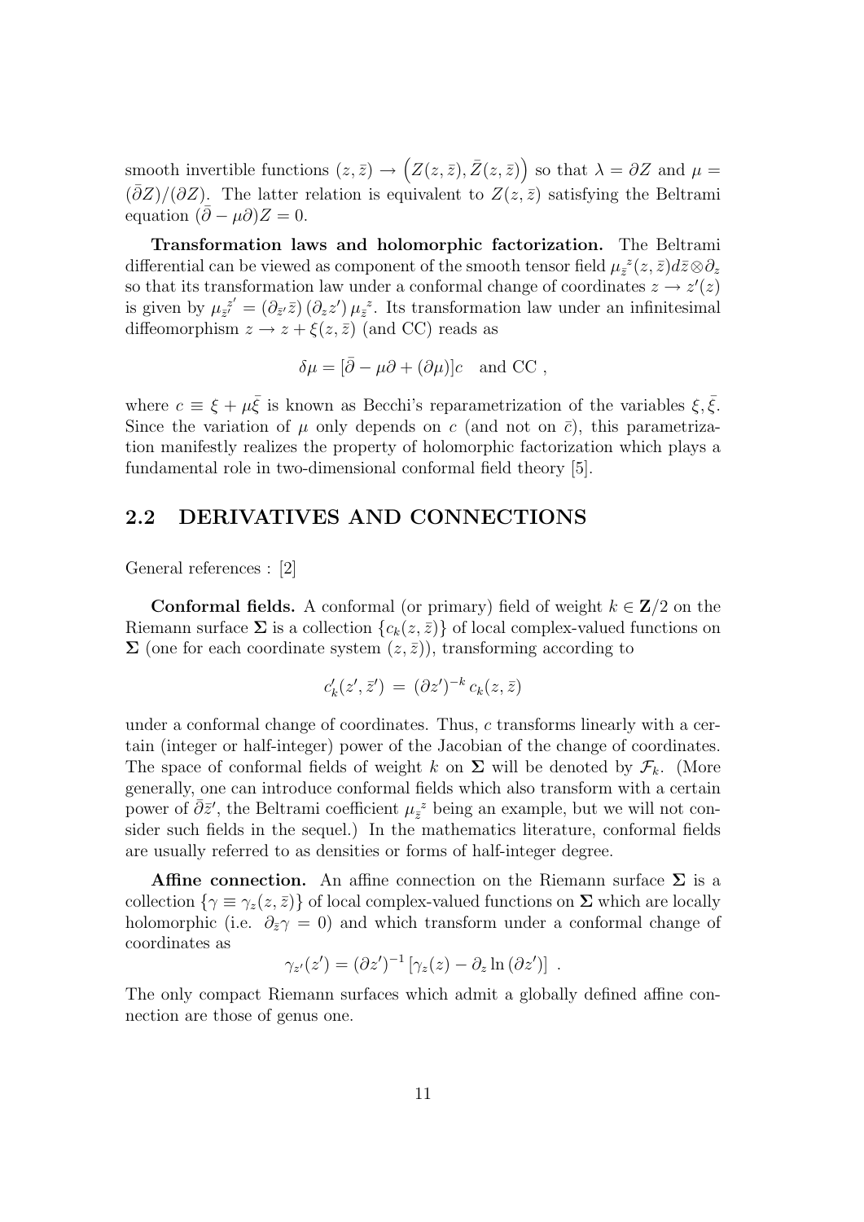smooth invertible functions $(z, \bar{z}) \to \left(Z(z, \bar{z}), \bar{Z}(z, \bar{z})\right)$ so that $\lambda = \partial Z$ and $\mu = (\bar{\partial} Z)/(\partial Z)$. The latter relation is equivalent to $Z(z, \bar{z})$ satisfying the Beltrami equation $(\bar{\partial} - \mu\partial)Z = 0$.

**Transformation laws and holomorphic factorization.** The Beltrami differential can be viewed as component of the smooth tensor field $\mu_{\bar{z}}{}^{z}(z, \bar{z}) d\bar{z} \otimes \partial_z$ so that its transformation law under a conformal change of coordinates $z \to z'(z)$ is given by $\mu_{\bar{z}'}{}^{z'} = (\partial_{\bar{z}'} \bar{z}) (\partial_z z') \, \mu_{\bar{z}}{}^{z}$. Its transformation law under an infinitesimal diffeomorphism $z \to z + \xi(z, \bar{z})$ (and CC) reads as

$$\delta \mu = [\bar{\partial} - \mu \partial + (\partial \mu)] c \quad \text{and CC} \ ,$$

where $c \equiv \xi + \mu \bar{\xi}$ is known as Becchi's reparametrization of the variables $\xi, \bar{\xi}$. Since the variation of $\mu$ only depends on $c$ (and not on $\bar{c}$), this parametrization manifestly realizes the property of holomorphic factorization which plays a fundamental role in two-dimensional conformal field theory [5].

## 2.2 DERIVATIVES AND CONNECTIONS

General references : [2]

**Conformal fields.** A conformal (or primary) field of weight $k \in \mathbf{Z}/2$ on the Riemann surface $\mathbf{\Sigma}$ is a collection $\{c_k(z, \bar{z})\}$ of local complex-valued functions on $\mathbf{\Sigma}$ (one for each coordinate system $(z, \bar{z})$), transforming according to

$$c'_k(z', \bar{z}') \, = \, (\partial z')^{-k} \, c_k(z, \bar{z})$$

under a conformal change of coordinates. Thus, $c$ transforms linearly with a certain (integer or half-integer) power of the Jacobian of the change of coordinates. The space of conformal fields of weight $k$ on $\mathbf{\Sigma}$ will be denoted by $\mathcal{F}_k$. (More generally, one can introduce conformal fields which also transform with a certain power of $\bar{\partial} \bar{z}'$, the Beltrami coefficient $\mu_{\bar{z}}{}^{z}$ being an example, but we will not consider such fields in the sequel.) In the mathematics literature, conformal fields are usually referred to as densities or forms of half-integer degree.

**Affine connection.** An affine connection on the Riemann surface $\mathbf{\Sigma}$ is a collection $\{\gamma \equiv \gamma_z(z, \bar{z})\}$ of local complex-valued functions on $\mathbf{\Sigma}$ which are locally holomorphic (i.e. $\partial_{\bar{z}} \gamma = 0$) and which transform under a conformal change of coordinates as

$$\gamma_{z'}(z') = (\partial z')^{-1} \left[ \gamma_z(z) - \partial_z \ln{(\partial z')} \right] \ .$$

The only compact Riemann surfaces which admit a globally defined affine connection are those of genus one.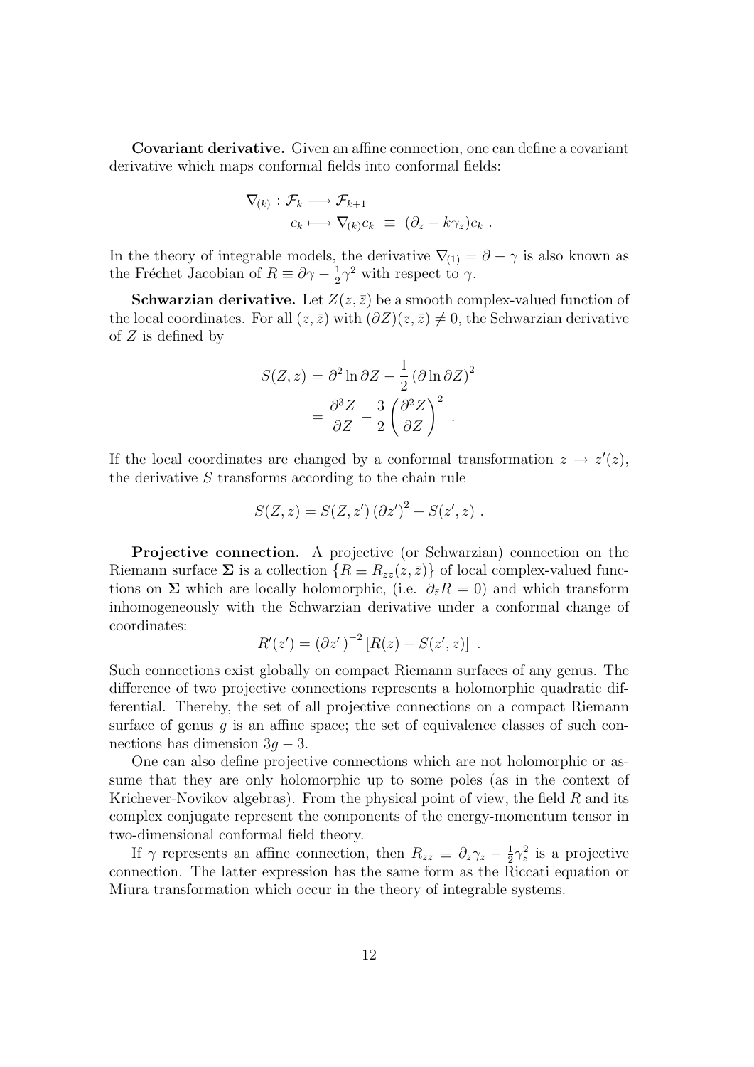**Covariant derivative.** Given an affine connection, one can define a covariant derivative which maps conformal fields into conformal fields:

$$
\begin{aligned}
\nabla_{(k)} : \mathcal{F}_k &\longrightarrow \mathcal{F}_{k+1} \\
c_k &\longmapsto \nabla_{(k)} c_k \ \equiv \ (\partial_z - k\gamma_z) c_k \ .
\end{aligned}
$$

In the theory of integrable models, the derivative $\nabla_{(1)} = \partial - \gamma$ is also known as the Fréchet Jacobian of $R \equiv \partial\gamma - \frac{1}{2}\gamma^2$ with respect to $\gamma$.

**Schwarzian derivative.** Let $Z(z,\bar{z})$ be a smooth complex-valued function of the local coordinates. For all $(z,\bar{z})$ with $(\partial Z)(z,\bar{z}) \neq 0$, the Schwarzian derivative of $Z$ is defined by

$$
\begin{aligned}
S(Z,z) &= \partial^2 \ln \partial Z - \frac{1}{2} \left(\partial \ln \partial Z\right)^2 \\
&= \frac{\partial^3 Z}{\partial Z} - \frac{3}{2} \left( \frac{\partial^2 Z}{\partial Z} \right)^2 \ .
\end{aligned}
$$

If the local coordinates are changed by a conformal transformation $z \to z'(z)$, the derivative $S$ transforms according to the chain rule

$$
S(Z,z) = S(Z,z') \left(\partial z'\right)^2 + S(z',z) \ .
$$

**Projective connection.** A projective (or Schwarzian) connection on the Riemann surface $\mathbf{\Sigma}$ is a collection $\{R \equiv R_{zz}(z,\bar{z})\}$ of local complex-valued functions on $\mathbf{\Sigma}$ which are locally holomorphic, (i.e. $\partial_{\bar{z}} R = 0$) and which transform inhomogeneously with the Schwarzian derivative under a conformal change of coordinates:

$$
R'(z') = \left(\partial z'\right)^{-2} \left[ R(z) - S(z',z) \right] \ .
$$

Such connections exist globally on compact Riemann surfaces of any genus. The difference of two projective connections represents a holomorphic quadratic differential. Thereby, the set of all projective connections on a compact Riemann surface of genus $g$ is an affine space; the set of equivalence classes of such connections has dimension $3g-3$.

One can also define projective connections which are not holomorphic or assume that they are only holomorphic up to some poles (as in the context of Krichever-Novikov algebras). From the physical point of view, the field $R$ and its complex conjugate represent the components of the energy-momentum tensor in two-dimensional conformal field theory.

If $\gamma$ represents an affine connection, then $R_{zz} \equiv \partial_z \gamma_z - \frac{1}{2}\gamma_z^2$ is a projective connection. The latter expression has the same form as the Riccati equation or Miura transformation which occur in the theory of integrable systems.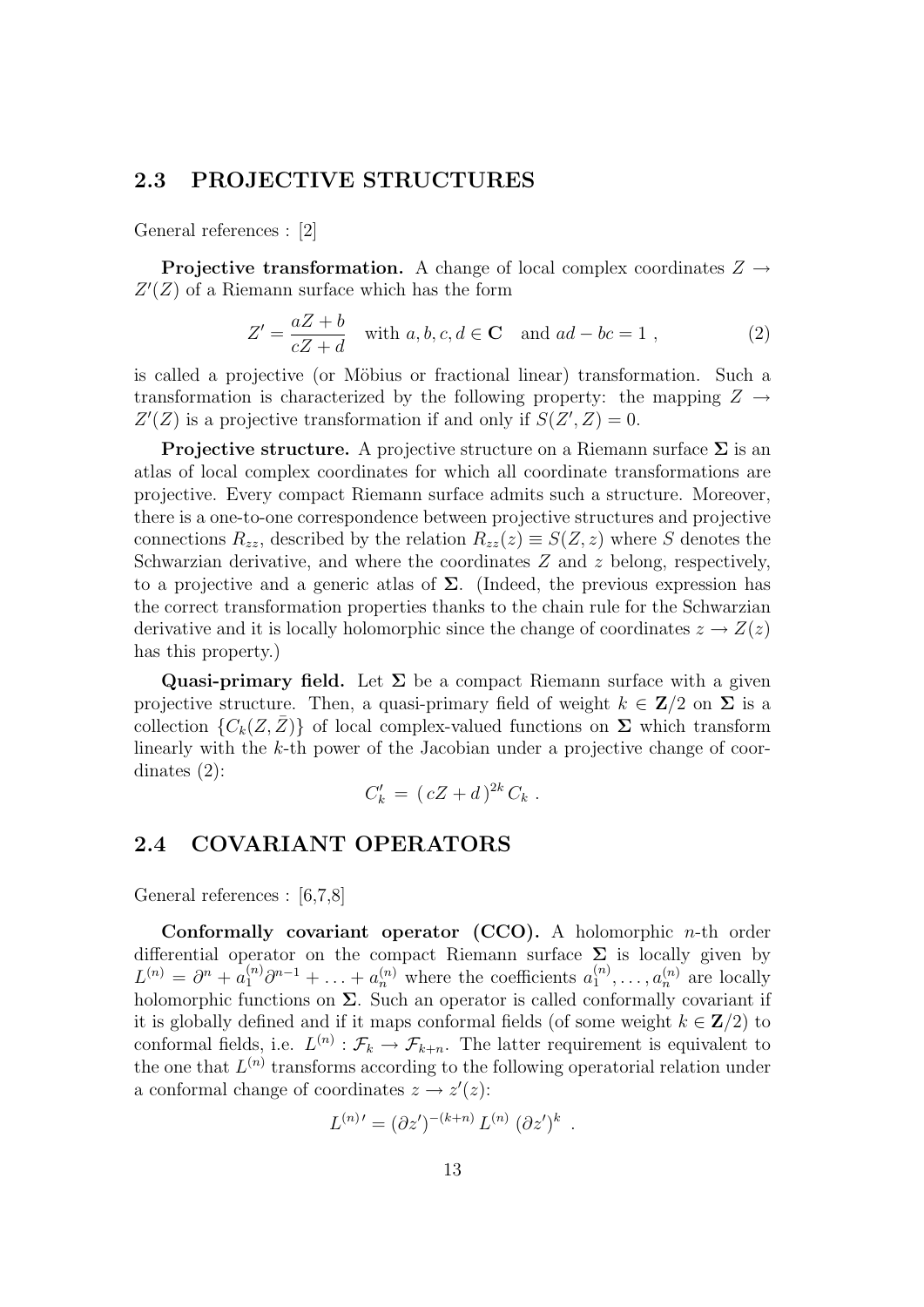## 2.3 PROJECTIVE STRUCTURES

General references : [2]

**Projective transformation.** A change of local complex coordinates $Z \to Z'(Z)$ of a Riemann surface which has the form

$$Z' = \frac{aZ + b}{cZ + d} \quad \text{with } a, b, c, d \in \mathbf{C} \quad \text{and } ad - bc = 1 \ , \tag{2}$$

is called a projective (or Möbius or fractional linear) transformation. Such a transformation is characterized by the following property: the mapping $Z \to Z'(Z)$ is a projective transformation if and only if $S(Z', Z) = 0$.

**Projective structure.** A projective structure on a Riemann surface $\mathbf{\Sigma}$ is an atlas of local complex coordinates for which all coordinate transformations are projective. Every compact Riemann surface admits such a structure. Moreover, there is a one-to-one correspondence between projective structures and projective connections $R_{zz}$, described by the relation $R_{zz}(z) \equiv S(Z, z)$ where $S$ denotes the Schwarzian derivative, and where the coordinates $Z$ and $z$ belong, respectively, to a projective and a generic atlas of $\mathbf{\Sigma}$. (Indeed, the previous expression has the correct transformation properties thanks to the chain rule for the Schwarzian derivative and it is locally holomorphic since the change of coordinates $z \to Z(z)$ has this property.)

**Quasi-primary field.** Let $\mathbf{\Sigma}$ be a compact Riemann surface with a given projective structure. Then, a quasi-primary field of weight $k \in \mathbf{Z}/2$ on $\mathbf{\Sigma}$ is a collection $\{C_k(Z, \bar{Z})\}$ of local complex-valued functions on $\mathbf{\Sigma}$ which transform linearly with the $k$-th power of the Jacobian under a projective change of coordinates (2):

$$C'_k \, = \, (\, cZ + d \,)^{2k} \, C_k \ .$$

## 2.4 COVARIANT OPERATORS

General references : [6,7,8]

**Conformally covariant operator (CCO).** A holomorphic $n$-th order differential operator on the compact Riemann surface $\mathbf{\Sigma}$ is locally given by $L^{(n)} = \partial^n + a_1^{(n)} \partial^{n-1} + \ldots + a_n^{(n)}$ where the coefficients $a_1^{(n)}, \ldots, a_n^{(n)}$ are locally holomorphic functions on $\mathbf{\Sigma}$. Such an operator is called conformally covariant if it is globally defined and if it maps conformal fields (of some weight $k \in \mathbf{Z}/2$) to conformal fields, i.e. $L^{(n)} : \mathcal{F}_k \to \mathcal{F}_{k+n}$. The latter requirement is equivalent to the one that $L^{(n)}$ transforms according to the following operatorial relation under a conformal change of coordinates $z \to z'(z)$:

$$L^{(n)\prime} = (\partial z')^{-(k+n)} \, L^{(n)} \, (\partial z')^k \ .$$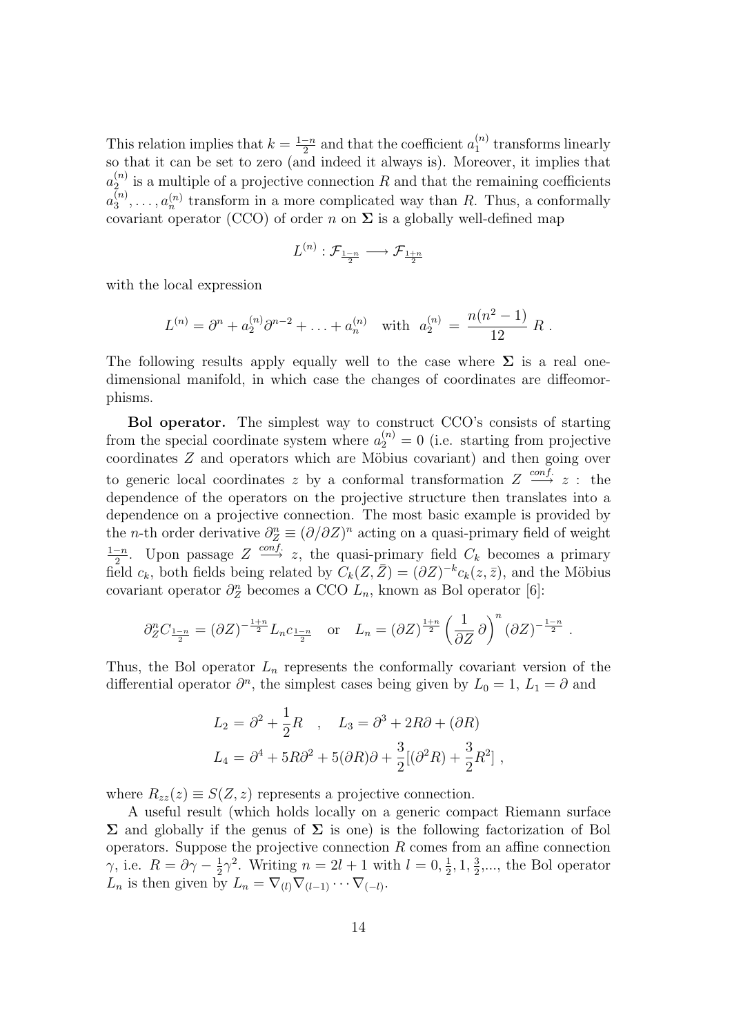This relation implies that $k = \frac{1-n}{2}$ and that the coefficient $a_1^{(n)}$ transforms linearly so that it can be set to zero (and indeed it always is). Moreover, it implies that $a_2^{(n)}$ is a multiple of a projective connection $R$ and that the remaining coefficients $a_3^{(n)}, \dots, a_n^{(n)}$ transform in a more complicated way than $R$. Thus, a conformally covariant operator (CCO) of order $n$ on $\mathbf{\Sigma}$ is a globally well-defined map

$$L^{(n)} : \mathcal{F}_{\frac{1-n}{2}} \longrightarrow \mathcal{F}_{\frac{1+n}{2}}$$

with the local expression

$$L^{(n)} = \partial^n + a_2^{(n)} \partial^{n-2} + \dots + a_n^{(n)} \quad \text{with} \;\; a_2^{(n)} \;=\; \frac{n(n^2-1)}{12} \, R \; .$$

The following results apply equally well to the case where $\mathbf{\Sigma}$ is a real one-dimensional manifold, in which case the changes of coordinates are diffeomorphisms.

**Bol operator.** The simplest way to construct CCO's consists of starting from the special coordinate system where $a_2^{(n)} = 0$ (i.e. starting from projective coordinates $Z$ and operators which are Möbius covariant) and then going over to generic local coordinates $z$ by a conformal transformation $Z \stackrel{conf.}{\longrightarrow} z$ : the dependence of the operators on the projective structure then translates into a dependence on a projective connection. The most basic example is provided by the $n$-th order derivative $\partial_Z^n \equiv (\partial / \partial Z)^n$ acting on a quasi-primary field of weight $\frac{1-n}{2}$. Upon passage $Z \stackrel{conf.}{\longrightarrow} z$, the quasi-primary field $C_k$ becomes a primary field $c_k$, both fields being related by $C_k(Z, \bar{Z}) = (\partial Z)^{-k} c_k(z, \bar{z})$, and the Möbius covariant operator $\partial_Z^n$ becomes a CCO $L_n$, known as Bol operator [6]:

$$\partial_Z^n C_{\frac{1-n}{2}} = (\partial Z)^{-\frac{1+n}{2}} L_n c_{\frac{1-n}{2}} \quad \text{or} \quad L_n = (\partial Z)^{\frac{1+n}{2}} \left( \frac{1}{\partial Z} \partial \right)^n (\partial Z)^{-\frac{1-n}{2}} \; .$$

Thus, the Bol operator $L_n$ represents the conformally covariant version of the differential operator $\partial^n$, the simplest cases being given by $L_0 = 1$, $L_1 = \partial$ and

$$\begin{aligned} L_2 &= \partial^2 + \frac{1}{2} R \quad , \quad L_3 = \partial^3 + 2R\partial + (\partial R) \\ L_4 &= \partial^4 + 5R\partial^2 + 5(\partial R)\partial + \frac{3}{2}[(\partial^2 R) + \frac{3}{2} R^2] \; , \end{aligned}$$

where $R_{zz}(z) \equiv S(Z, z)$ represents a projective connection.

A useful result (which holds locally on a generic compact Riemann surface $\mathbf{\Sigma}$ and globally if the genus of $\mathbf{\Sigma}$ is one) is the following factorization of Bol operators. Suppose the projective connection $R$ comes from an affine connection $\gamma$, i.e. $R = \partial \gamma - \frac{1}{2} \gamma^2$. Writing $n = 2l + 1$ with $l = 0, \frac{1}{2}, 1, \frac{3}{2}, \dots$, the Bol operator $L_n$ is then given by $L_n = \nabla_{(l)} \nabla_{(l-1)} \cdots \nabla_{(-l)}$.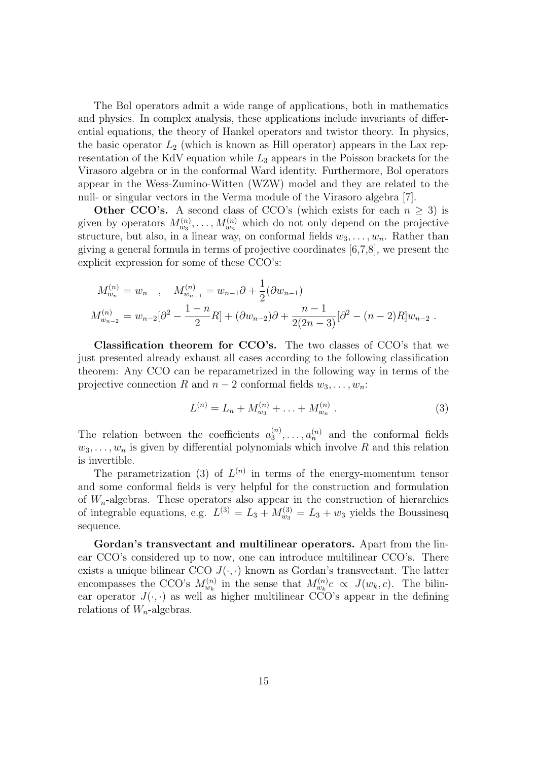The Bol operators admit a wide range of applications, both in mathematics and physics. In complex analysis, these applications include invariants of differential equations, the theory of Hankel operators and twistor theory. In physics, the basic operator $L_2$ (which is known as Hill operator) appears in the Lax representation of the KdV equation while $L_3$ appears in the Poisson brackets for the Virasoro algebra or in the conformal Ward identity. Furthermore, Bol operators appear in the Wess-Zumino-Witten (WZW) model and they are related to the null- or singular vectors in the Verma module of the Virasoro algebra [7].

**Other CCO's.** A second class of CCO's (which exists for each $n \geq 3$) is given by operators $M^{(n)}_{w_3}, \dots, M^{(n)}_{w_n}$ which do not only depend on the projective structure, but also, in a linear way, on conformal fields $w_3, \dots, w_n$. Rather than giving a general formula in terms of projective coordinates [6,7,8], we present the explicit expression for some of these CCO's:

$$
\begin{aligned}
M^{(n)}_{w_n} &= w_n \quad , \quad M^{(n)}_{w_{n-1}} = w_{n-1}\partial + \frac{1}{2}(\partial w_{n-1}) \\
M^{(n)}_{w_{n-2}} &= w_{n-2}[\partial^2 - \frac{1-n}{2}R] + (\partial w_{n-2})\partial + \frac{n-1}{2(2n-3)}[\partial^2 - (n-2)R]w_{n-2} \ .
\end{aligned}
$$

**Classification theorem for CCO's.** The two classes of CCO's that we just presented already exhaust all cases according to the following classification theorem: Any CCO can be reparametrized in the following way in terms of the projective connection $R$ and $n-2$ conformal fields $w_3, \dots, w_n$:

$$
L^{(n)} = L_n + M^{(n)}_{w_3} + \dots + M^{(n)}_{w_n} \ . \tag{3}
$$

The relation between the coefficients $a^{(n)}_3, \dots, a^{(n)}_n$ and the conformal fields $w_3, \dots, w_n$ is given by differential polynomials which involve $R$ and this relation is invertible.

The parametrization (3) of $L^{(n)}$ in terms of the energy-momentum tensor and some conformal fields is very helpful for the construction and formulation of $W_n$-algebras. These operators also appear in the construction of hierarchies of integrable equations, e.g. $L^{(3)} = L_3 + M^{(3)}_{w_3} = L_3 + w_3$ yields the Boussinesq sequence.

**Gordan's transvectant and multilinear operators.** Apart from the linear CCO's considered up to now, one can introduce multilinear CCO's. There exists a unique bilinear CCO $J(\cdot,\cdot)$ known as Gordan's transvectant. The latter encompasses the CCO's $M^{(n)}_{w_k}$ in the sense that $M^{(n)}_{w_k}c \propto J(w_k, c)$. The bilinear operator $J(\cdot,\cdot)$ as well as higher multilinear CCO's appear in the defining relations of $W_n$-algebras.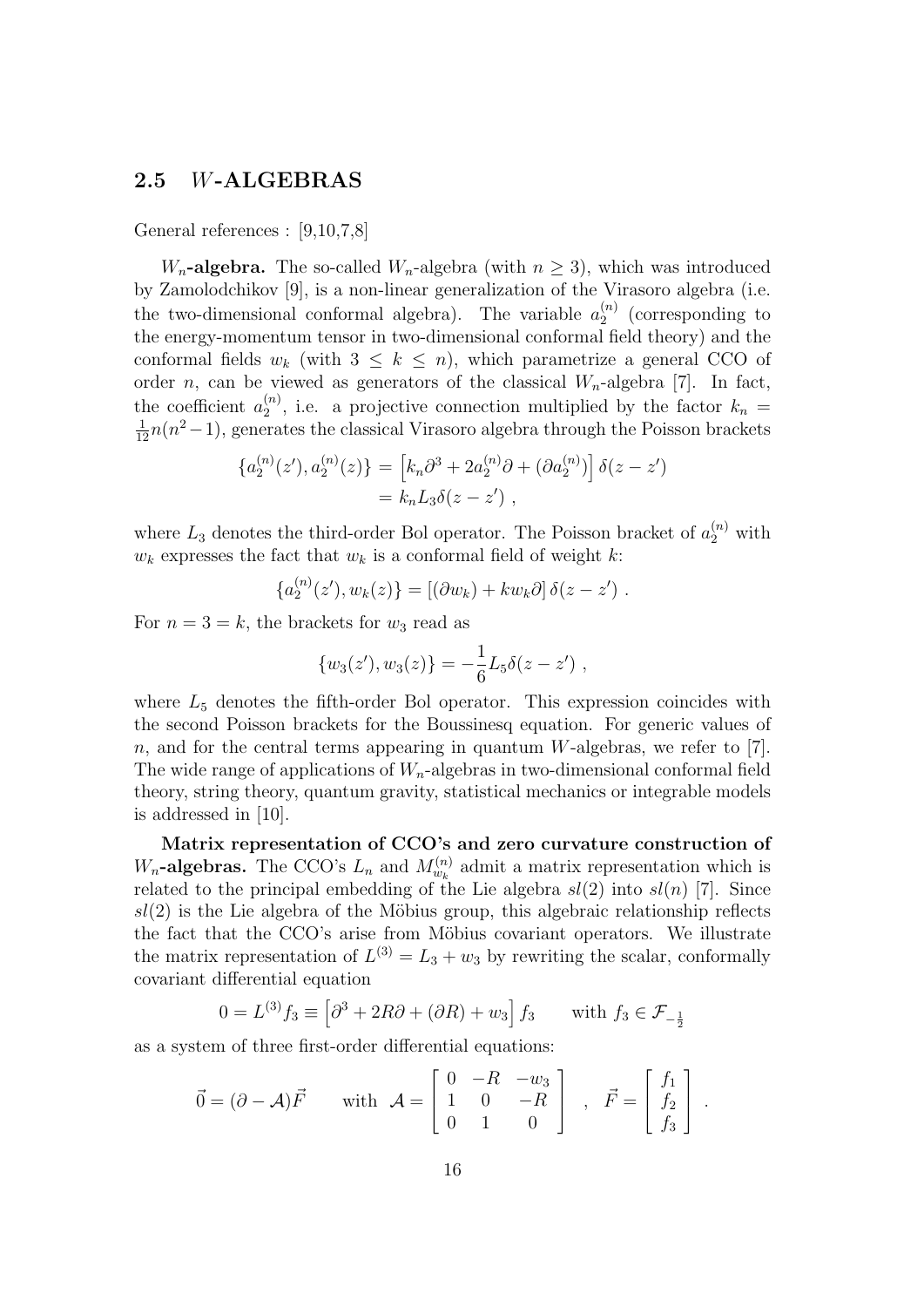### 2.5 $W$-ALGEBRAS

General references : [9,10,7,8]

**$W_n$-algebra.** The so-called $W_n$-algebra (with $n \geq 3$), which was introduced by Zamolodchikov [9], is a non-linear generalization of the Virasoro algebra (i.e. the two-dimensional conformal algebra). The variable $a_2^{(n)}$ (corresponding to the energy-momentum tensor in two-dimensional conformal field theory) and the conformal fields $w_k$ (with $3 \leq k \leq n$), which parametrize a general CCO of order $n$, can be viewed as generators of the classical $W_n$-algebra [7]. In fact, the coefficient $a_2^{(n)}$, i.e. a projective connection multiplied by the factor $k_n = \frac{1}{12}n(n^2-1)$, generates the classical Virasoro algebra through the Poisson brackets

$$
\begin{aligned}
\{a_2^{(n)}(z'), a_2^{(n)}(z)\} &= \left[k_n \partial^3 + 2a_2^{(n)}\partial + (\partial a_2^{(n)})\right] \delta(z-z') \\
&= k_n L_3 \delta(z-z') \ ,
\end{aligned}
$$

where $L_3$ denotes the third-order Bol operator. The Poisson bracket of $a_2^{(n)}$ with $w_k$ expresses the fact that $w_k$ is a conformal field of weight $k$:

$$
\{a_2^{(n)}(z'), w_k(z)\} = \left[(\partial w_k) + k w_k \partial\right] \delta(z-z') \ .
$$

For $n = 3 = k$, the brackets for $w_3$ read as

$$
\{w_3(z'), w_3(z)\} = -\frac{1}{6} L_5 \delta(z-z') \ ,
$$

where $L_5$ denotes the fifth-order Bol operator. This expression coincides with the second Poisson brackets for the Boussinesq equation. For generic values of $n$, and for the central terms appearing in quantum $W$-algebras, we refer to [7]. The wide range of applications of $W_n$-algebras in two-dimensional conformal field theory, string theory, quantum gravity, statistical mechanics or integrable models is addressed in [10].

**Matrix representation of CCO's and zero curvature construction of $W_n$-algebras.** The CCO's $L_n$ and $M_{w_k}^{(n)}$ admit a matrix representation which is related to the principal embedding of the Lie algebra $sl(2)$ into $sl(n)$ [7]. Since $sl(2)$ is the Lie algebra of the Möbius group, this algebraic relationship reflects the fact that the CCO's arise from Möbius covariant operators. We illustrate the matrix representation of $L^{(3)} = L_3 + w_3$ by rewriting the scalar, conformally covariant differential equation

$$
0 = L^{(3)} f_3 \equiv \left[\partial^3 + 2R\partial + (\partial R) + w_3\right] f_3 \qquad \text{with } f_3 \in \mathcal{F}_{-\frac{1}{2}}
$$

as a system of three first-order differential equations:

$$
\vec{0} = (\partial - \mathcal{A})\vec{F} \qquad \text{with } \mathcal{A} = \begin{bmatrix} 0 & -R & -w_3 \\ 1 & 0 & -R \\ 0 & 1 & 0 \end{bmatrix} \quad , \quad \vec{F} = \begin{bmatrix} f_1 \\ f_2 \\ f_3 \end{bmatrix} \ .
$$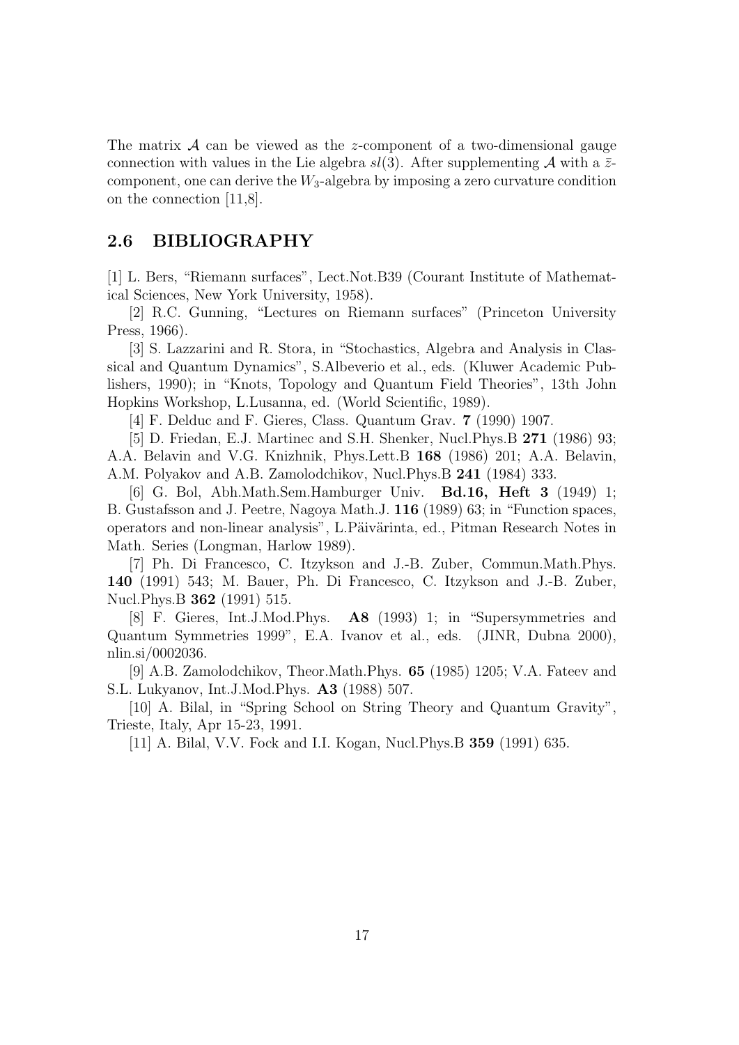The matrix $\mathcal{A}$ can be viewed as the $z$-component of a two-dimensional gauge connection with values in the Lie algebra $sl(3)$. After supplementing $\mathcal{A}$ with a $\bar{z}$-component, one can derive the $W_3$-algebra by imposing a zero curvature condition on the connection [11,8].

## 2.6 BIBLIOGRAPHY

[1] L. Bers, "Riemann surfaces", Lect.Not.B39 (Courant Institute of Mathematical Sciences, New York University, 1958).

[2] R.C. Gunning, "Lectures on Riemann surfaces" (Princeton University Press, 1966).

[3] S. Lazzarini and R. Stora, in "Stochastics, Algebra and Analysis in Classical and Quantum Dynamics", S.Albeverio et al., eds. (Kluwer Academic Publishers, 1990); in "Knots, Topology and Quantum Field Theories", 13th John Hopkins Workshop, L.Lusanna, ed. (World Scientific, 1989).

[4] F. Delduc and F. Gieres, Class. Quantum Grav. **7** (1990) 1907.

[5] D. Friedan, E.J. Martinec and S.H. Shenker, Nucl.Phys.B **271** (1986) 93; A.A. Belavin and V.G. Knizhnik, Phys.Lett.B **168** (1986) 201; A.A. Belavin, A.M. Polyakov and A.B. Zamolodchikov, Nucl.Phys.B **241** (1984) 333.

[6] G. Bol, Abh.Math.Sem.Hamburger Univ. **Bd.16, Heft 3** (1949) 1; B. Gustafsson and J. Peetre, Nagoya Math.J. **116** (1989) 63; in "Function spaces, operators and non-linear analysis", L.Päivärinta, ed., Pitman Research Notes in Math. Series (Longman, Harlow 1989).

[7] Ph. Di Francesco, C. Itzykson and J.-B. Zuber, Commun.Math.Phys. **140** (1991) 543; M. Bauer, Ph. Di Francesco, C. Itzykson and J.-B. Zuber, Nucl.Phys.B **362** (1991) 515.

[8] F. Gieres, Int.J.Mod.Phys. **A8** (1993) 1; in "Supersymmetries and Quantum Symmetries 1999", E.A. Ivanov et al., eds. (JINR, Dubna 2000), nlin.si/0002036.

[9] A.B. Zamolodchikov, Theor.Math.Phys. **65** (1985) 1205; V.A. Fateev and S.L. Lukyanov, Int.J.Mod.Phys. **A3** (1988) 507.

[10] A. Bilal, in "Spring School on String Theory and Quantum Gravity", Trieste, Italy, Apr 15-23, 1991.

[11] A. Bilal, V.V. Fock and I.I. Kogan, Nucl.Phys.B **359** (1991) 635.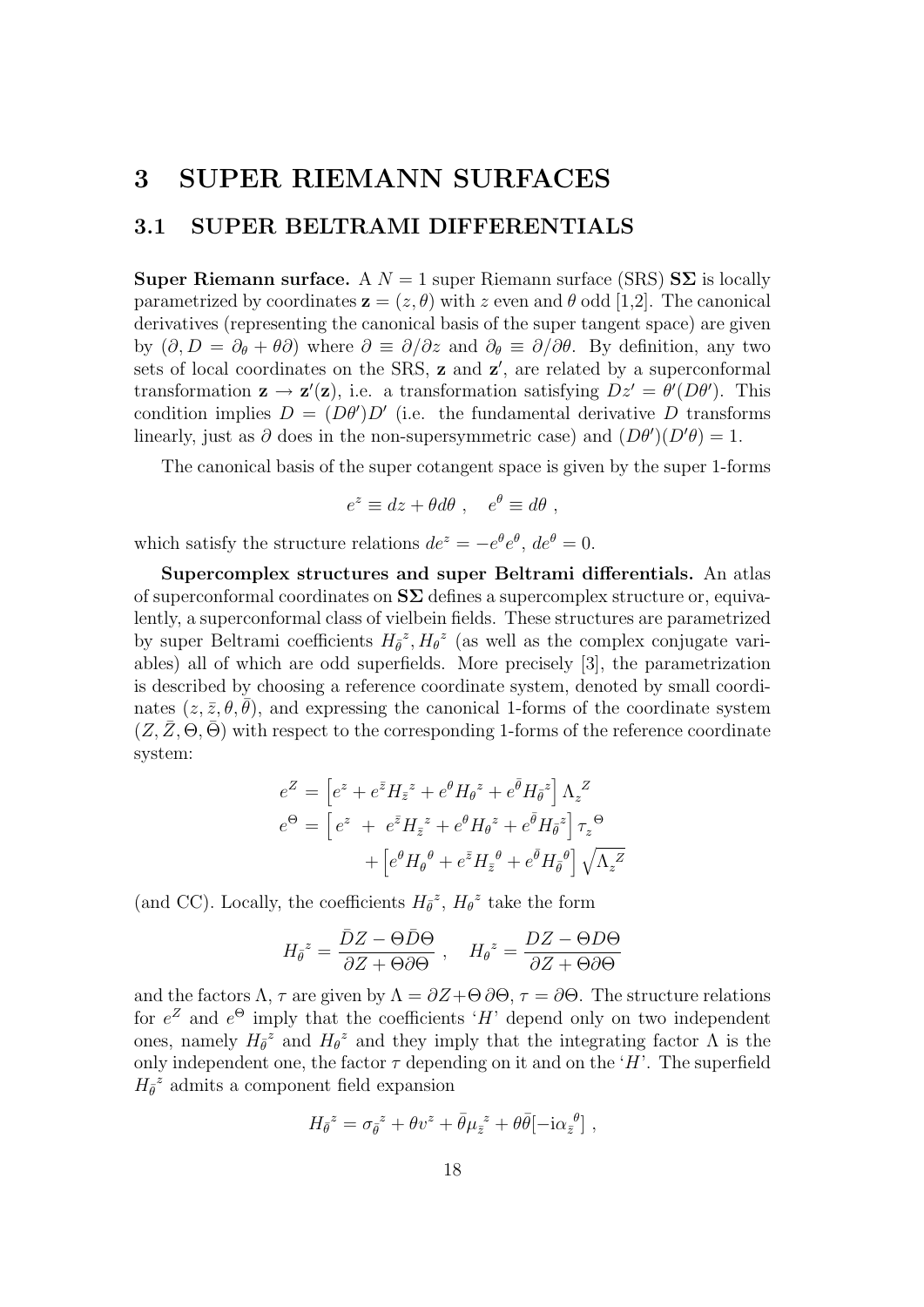# 3 SUPER RIEMANN SURFACES

## 3.1 SUPER BELTRAMI DIFFERENTIALS

**Super Riemann surface.** A $N = 1$ super Riemann surface (SRS) $\mathbf{S\Sigma}$ is locally parametrized by coordinates $\mathbf{z} = (z, \theta)$ with $z$ even and $\theta$ odd [1,2]. The canonical derivatives (representing the canonical basis of the super tangent space) are given by $(\partial, D = \partial_\theta + \theta\partial)$ where $\partial \equiv \partial/\partial z$ and $\partial_\theta \equiv \partial/\partial\theta$. By definition, any two sets of local coordinates on the SRS, $\mathbf{z}$ and $\mathbf{z}'$, are related by a superconformal transformation $\mathbf{z} \to \mathbf{z}'(\mathbf{z})$, i.e. a transformation satisfying $Dz' = \theta'(D\theta')$. This condition implies $D = (D\theta')D'$ (i.e. the fundamental derivative $D$ transforms linearly, just as $\partial$ does in the non-supersymmetric case) and $(D\theta')(D'\theta) = 1$.

The canonical basis of the super cotangent space is given by the super 1-forms

$$e^z \equiv dz + \theta d\theta \ , \quad e^\theta \equiv d\theta \ ,$$

which satisfy the structure relations $de^z = -e^\theta e^\theta$, $de^\theta = 0$.

**Supercomplex structures and super Beltrami differentials.** An atlas of superconformal coordinates on $\mathbf{S\Sigma}$ defines a supercomplex structure or, equivalently, a superconformal class of vielbein fields. These structures are parametrized by super Beltrami coefficients $H_{\bar\theta}{}^z, H_\theta{}^z$ (as well as the complex conjugate variables) all of which are odd superfields. More precisely [3], the parametrization is described by choosing a reference coordinate system, denoted by small coordinates $(z, \bar z, \theta, \bar\theta)$, and expressing the canonical 1-forms of the coordinate system $(Z, \bar Z, \Theta, \bar\Theta)$ with respect to the corresponding 1-forms of the reference coordinate system:

$$\begin{aligned}
e^Z &= \left[e^z + e^{\bar z} H_{\bar z}{}^z + e^\theta H_\theta{}^z + e^{\bar\theta} H_{\bar\theta}{}^z\right] \Lambda_z{}^Z \\
e^\Theta &= \left[\, e^z \ + \ e^{\bar z} H_{\bar z}{}^z + e^\theta H_\theta{}^z + e^{\bar\theta} H_{\bar\theta}{}^z\right] \tau_z{}^\Theta \\
&\qquad\qquad + \left[e^\theta H_\theta{}^\theta + e^{\bar z} H_{\bar z}{}^\theta + e^{\bar\theta} H_{\bar\theta}{}^\theta\right] \sqrt{\Lambda_z{}^Z}
\end{aligned}$$

(and CC). Locally, the coefficients $H_{\bar\theta}{}^z$, $H_\theta{}^z$ take the form

$$H_{\bar\theta}{}^z = \frac{\bar D Z - \Theta \bar D \Theta}{\partial Z + \Theta \partial \Theta} \ , \quad H_\theta{}^z = \frac{D Z - \Theta D \Theta}{\partial Z + \Theta \partial \Theta}$$

and the factors $\Lambda, \tau$ are given by $\Lambda = \partial Z + \Theta\, \partial\Theta$, $\tau = \partial\Theta$. The structure relations for $e^Z$ and $e^\Theta$ imply that the coefficients '$H$' depend only on two independent ones, namely $H_{\bar\theta}{}^z$ and $H_\theta{}^z$ and they imply that the integrating factor $\Lambda$ is the only independent one, the factor $\tau$ depending on it and on the '$H$'. The superfield $H_{\bar\theta}{}^z$ admits a component field expansion

$$H_{\bar\theta}{}^z = \sigma_{\bar\theta}{}^z + \theta v^z + \bar\theta \mu_{\bar z}{}^z + \theta\bar\theta[-\mathrm{i}\alpha_{\bar z}{}^\theta] \ ,$$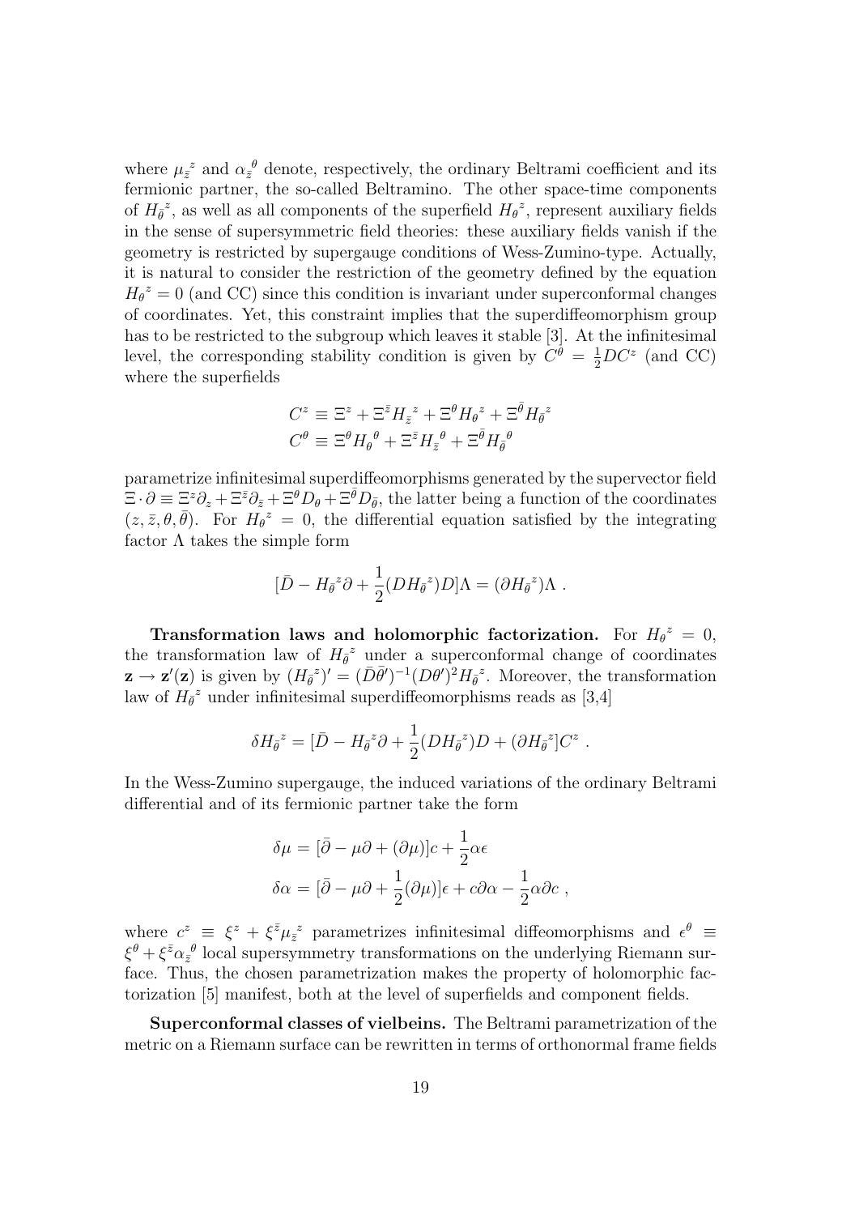where $\mu_{\bar{z}}{}^{z}$ and $\alpha_{\bar{z}}{}^{\theta}$ denote, respectively, the ordinary Beltrami coefficient and its fermionic partner, the so-called Beltramino. The other space-time components of $H_{\bar{\theta}}{}^{z}$, as well as all components of the superfield $H_{\theta}{}^{\bar{z}}$, represent auxiliary fields in the sense of supersymmetric field theories: these auxiliary fields vanish if the geometry is restricted by supergauge conditions of Wess-Zumino-type. Actually, it is natural to consider the restriction of the geometry defined by the equation $H_{\theta}{}^{z} = 0$ (and CC) since this condition is invariant under superconformal changes of coordinates. Yet, this constraint implies that the superdiffeomorphism group has to be restricted to the subgroup which leaves it stable [3]. At the infinitesimal level, the corresponding stability condition is given by $C^{\theta} = \frac{1}{2} D C^{z}$ (and CC) where the superfields

$$
\begin{aligned}
C^{z} &\equiv \Xi^{z} + \Xi^{\bar{z}} H_{\bar{z}}{}^{z} + \Xi^{\theta} H_{\theta}{}^{z} + \Xi^{\bar{\theta}} H_{\bar{\theta}}{}^{z} \\
C^{\theta} &\equiv \Xi^{\theta} H_{\theta}{}^{\theta} + \Xi^{\bar{z}} H_{\bar{z}}{}^{\theta} + \Xi^{\bar{\theta}} H_{\bar{\theta}}{}^{\theta}
\end{aligned}
$$

parametrize infinitesimal superdiffeomorphisms generated by the supervector field $\Xi \cdot \partial \equiv \Xi^{z} \partial_{z} + \Xi^{\bar{z}} \partial_{\bar{z}} + \Xi^{\theta} D_{\theta} + \Xi^{\bar{\theta}} D_{\bar{\theta}}$, the latter being a function of the coordinates $(z, \bar{z}, \theta, \bar{\theta})$. For $H_{\theta}{}^{z} = 0$, the differential equation satisfied by the integrating factor $\Lambda$ takes the simple form

$$
[\bar{D} - H_{\bar{\theta}}{}^{z} \partial + \frac{1}{2}(D H_{\bar{\theta}}{}^{z}) D] \Lambda = (\partial H_{\bar{\theta}}{}^{z}) \Lambda \ .
$$

**Transformation laws and holomorphic factorization.** For $H_{\theta}{}^{z} = 0$, the transformation law of $H_{\bar{\theta}}{}^{z}$ under a superconformal change of coordinates $\mathbf{z} \to \mathbf{z}'(\mathbf{z})$ is given by $(H_{\bar{\theta}}{}^{z})' = (\bar{D}\bar{\theta}')^{-1} (D\theta')^{2} H_{\bar{\theta}}{}^{z}$. Moreover, the transformation law of $H_{\bar{\theta}}{}^{z}$ under infinitesimal superdiffeomorphisms reads as [3,4]

$$
\delta H_{\bar{\theta}}{}^{z} = [\bar{D} - H_{\bar{\theta}}{}^{z} \partial + \frac{1}{2}(D H_{\bar{\theta}}{}^{z}) D + (\partial H_{\bar{\theta}}{}^{z}] C^{z} \ .
$$

In the Wess-Zumino supergauge, the induced variations of the ordinary Beltrami differential and of its fermionic partner take the form

$$
\begin{aligned}
\delta \mu &= [\bar{\partial} - \mu \partial + (\partial \mu)] c + \frac{1}{2} \alpha \epsilon \\
\delta \alpha &= [\bar{\partial} - \mu \partial + \frac{1}{2}(\partial \mu)] \epsilon + c \partial \alpha - \frac{1}{2} \alpha \partial c \ ,
\end{aligned}
$$

where $c^{z} \equiv \xi^{z} + \xi^{\bar{z}} \mu_{\bar{z}}{}^{z}$ parametrizes infinitesimal diffeomorphisms and $\epsilon^{\theta} \equiv \xi^{\theta} + \xi^{\bar{z}} \alpha_{\bar{z}}{}^{\theta}$ local supersymmetry transformations on the underlying Riemann surface. Thus, the chosen parametrization makes the property of holomorphic factorization [5] manifest, both at the level of superfields and component fields.

**Superconformal classes of vielbeins.** The Beltrami parametrization of the metric on a Riemann surface can be rewritten in terms of orthonormal frame fields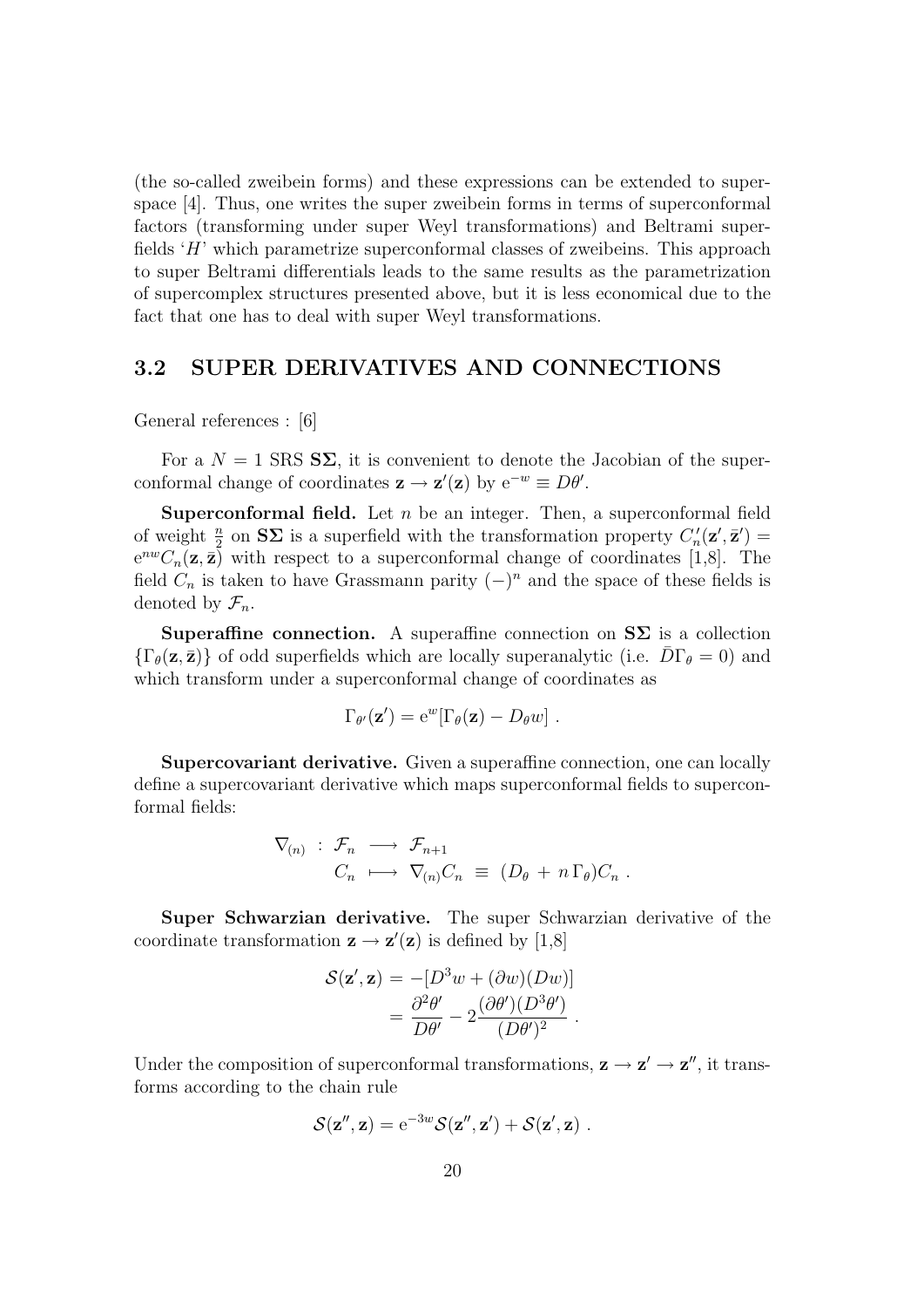(the so-called zweibein forms) and these expressions can be extended to superspace [4]. Thus, one writes the super zweibein forms in terms of superconformal factors (transforming under super Weyl transformations) and Beltrami superfields '$H$' which parametrize superconformal classes of zweibeins. This approach to super Beltrami differentials leads to the same results as the parametrization of supercomplex structures presented above, but it is less economical due to the fact that one has to deal with super Weyl transformations.

## 3.2 SUPER DERIVATIVES AND CONNECTIONS

General references : [6]

For a $N = 1$ SRS $\mathbf{S\Sigma}$, it is convenient to denote the Jacobian of the superconformal change of coordinates $\mathbf{z} \to \mathbf{z}'(\mathbf{z})$ by $\mathrm{e}^{-w} \equiv D\theta'$.

**Superconformal field.** Let $n$ be an integer. Then, a superconformal field of weight $\frac{n}{2}$ on $\mathbf{S\Sigma}$ is a superfield with the transformation property $C_n'(\mathbf{z}', \bar{\mathbf{z}}') = \mathrm{e}^{nw} C_n(\mathbf{z}, \bar{\mathbf{z}})$ with respect to a superconformal change of coordinates [1,8]. The field $C_n$ is taken to have Grassmann parity $(-)^n$ and the space of these fields is denoted by $\mathcal{F}_n$.

**Superaffine connection.** A superaffine connection on $\mathbf{S\Sigma}$ is a collection $\{\Gamma_\theta(\mathbf{z}, \bar{\mathbf{z}})\}$ of odd superfields which are locally superanalytic (i.e. $\bar{D}\Gamma_\theta = 0$) and which transform under a superconformal change of coordinates as

$$\Gamma_{\theta'}(\mathbf{z}') = \mathrm{e}^{w}[\Gamma_\theta(\mathbf{z}) - D_\theta w] \ .$$

**Supercovariant derivative.** Given a superaffine connection, one can locally define a supercovariant derivative which maps superconformal fields to superconformal fields:

$$\begin{aligned} \nabla_{(n)} \ : \ \mathcal{F}_n \ &\longrightarrow \ \mathcal{F}_{n+1} \\ C_n \ &\longmapsto \ \nabla_{(n)} C_n \ \equiv \ (D_\theta \, + \, n \, \Gamma_\theta) C_n \ . \end{aligned}$$

**Super Schwarzian derivative.** The super Schwarzian derivative of the coordinate transformation $\mathbf{z} \to \mathbf{z}'(\mathbf{z})$ is defined by [1,8]

$$\begin{aligned} \mathcal{S}(\mathbf{z}', \mathbf{z}) &= -[D^3 w + (\partial w)(D w)] \\ &= \frac{\partial^2 \theta'}{D\theta'} - 2 \frac{(\partial \theta')(D^3 \theta')}{(D\theta')^2} \ . \end{aligned}$$

Under the composition of superconformal transformations, $\mathbf{z} \to \mathbf{z}' \to \mathbf{z}''$, it transforms according to the chain rule

$$\mathcal{S}(\mathbf{z}'', \mathbf{z}) = \mathrm{e}^{-3w} \mathcal{S}(\mathbf{z}'', \mathbf{z}') + \mathcal{S}(\mathbf{z}', \mathbf{z}) \ .$$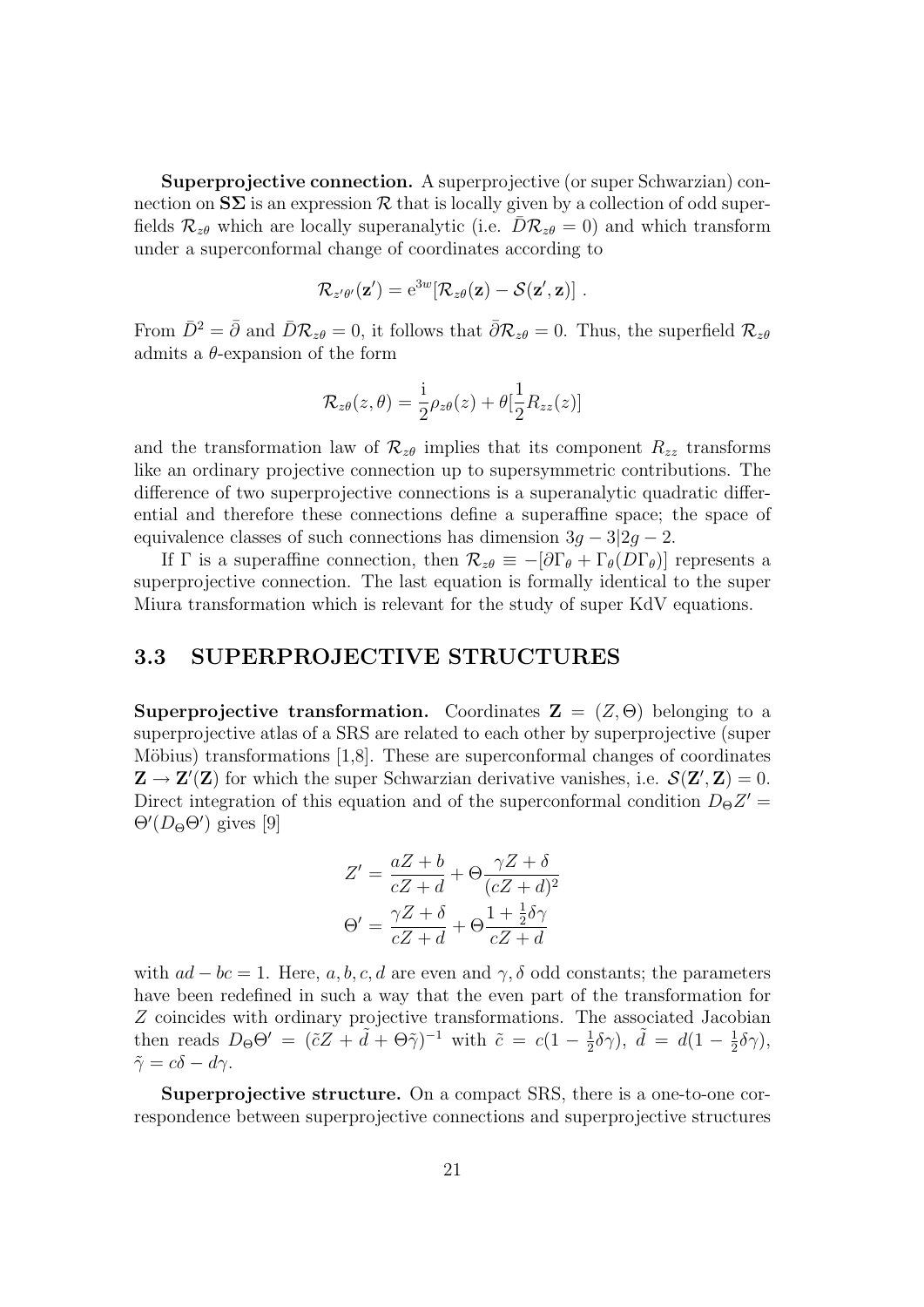**Superprojective connection.** A superprojective (or super Schwarzian) connection on $\mathbf{S\Sigma}$ is an expression $\mathcal{R}$ that is locally given by a collection of odd superfields $\mathcal{R}_{z\theta}$ which are locally superanalytic (i.e. $\bar{D}\mathcal{R}_{z\theta} = 0$) and which transform under a superconformal change of coordinates according to

$$\mathcal{R}_{z'\theta'}(\mathbf{z}') = \mathrm{e}^{3w}[\mathcal{R}_{z\theta}(\mathbf{z}) - \mathcal{S}(\mathbf{z}', \mathbf{z})] \ .$$

From $\bar{D}^2 = \bar{\partial}$ and $\bar{D}\mathcal{R}_{z\theta} = 0$, it follows that $\bar{\partial}\mathcal{R}_{z\theta} = 0$. Thus, the superfield $\mathcal{R}_{z\theta}$ admits a $\theta$-expansion of the form

$$\mathcal{R}_{z\theta}(z, \theta) = \frac{\mathrm{i}}{2}\rho_{z\theta}(z) + \theta[\frac{1}{2}R_{zz}(z)]$$

and the transformation law of $\mathcal{R}_{z\theta}$ implies that its component $R_{zz}$ transforms like an ordinary projective connection up to supersymmetric contributions. The difference of two superprojective connections is a superanalytic quadratic differential and therefore these connections define a superaffine space; the space of equivalence classes of such connections has dimension $3g - 3|2g - 2$.

If $\Gamma$ is a superaffine connection, then $\mathcal{R}_{z\theta} \equiv -[\partial\Gamma_\theta + \Gamma_\theta(D\Gamma_\theta)]$ represents a superprojective connection. The last equation is formally identical to the super Miura transformation which is relevant for the study of super KdV equations.

## 3.3 SUPERPROJECTIVE STRUCTURES

**Superprojective transformation.** Coordinates $\mathbf{Z} = (Z, \Theta)$ belonging to a superprojective atlas of a SRS are related to each other by superprojective (super Möbius) transformations [1,8]. These are superconformal changes of coordinates $\mathbf{Z} \to \mathbf{Z}'(\mathbf{Z})$ for which the super Schwarzian derivative vanishes, i.e. $\mathcal{S}(\mathbf{Z}', \mathbf{Z}) = 0$. Direct integration of this equation and of the superconformal condition $D_\Theta Z' = \Theta'(D_\Theta \Theta')$ gives [9]

$$\begin{aligned}
Z' &= \frac{aZ + b}{cZ + d} + \Theta\frac{\gamma Z + \delta}{(cZ + d)^2} \\
\Theta' &= \frac{\gamma Z + \delta}{cZ + d} + \Theta\frac{1 + \frac{1}{2}\delta\gamma}{cZ + d}
\end{aligned}$$

with $ad - bc = 1$. Here, $a, b, c, d$ are even and $\gamma, \delta$ odd constants; the parameters have been redefined in such a way that the even part of the transformation for $Z$ coincides with ordinary projective transformations. The associated Jacobian then reads $D_\Theta\Theta' = (\tilde{c}Z + \tilde{d} + \Theta\tilde{\gamma})^{-1}$ with $\tilde{c} = c(1 - \frac{1}{2}\delta\gamma)$, $\tilde{d} = d(1 - \frac{1}{2}\delta\gamma)$, $\tilde{\gamma} = c\delta - d\gamma$.

**Superprojective structure.** On a compact SRS, there is a one-to-one correspondence between superprojective connections and superprojective structures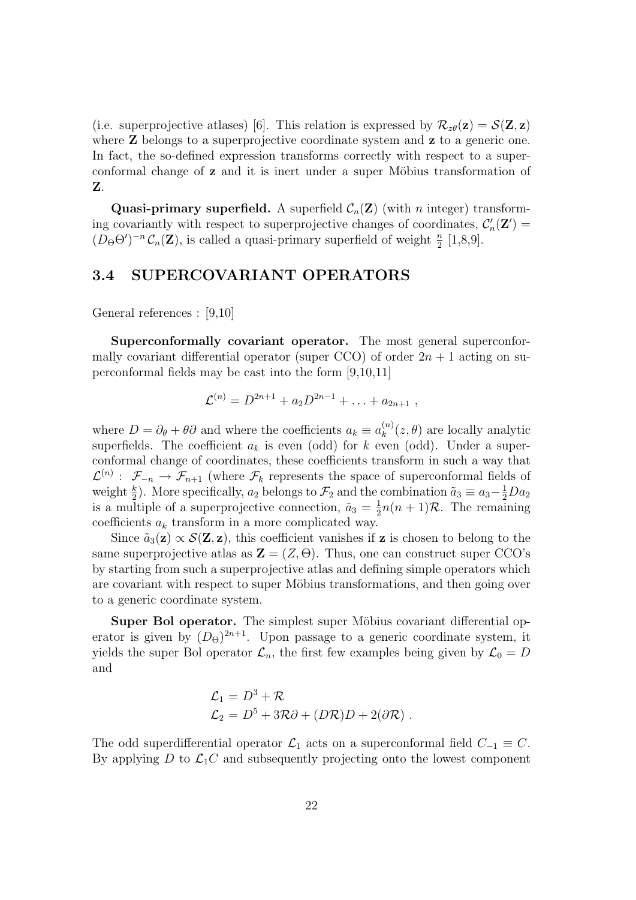(i.e. superprojective atlases) [6]. This relation is expressed by $\mathcal{R}_{z\theta}(\mathbf{z}) = \mathcal{S}(\mathbf{Z}, \mathbf{z})$ where $\mathbf{Z}$ belongs to a superprojective coordinate system and $\mathbf{z}$ to a generic one. In fact, the so-defined expression transforms correctly with respect to a superconformal change of $\mathbf{z}$ and it is inert under a super Möbius transformation of $\mathbf{Z}$.

**Quasi-primary superfield.** A superfield $\mathcal{C}_n(\mathbf{Z})$ (with $n$ integer) transforming covariantly with respect to superprojective changes of coordinates, $\mathcal{C}'_n(\mathbf{Z}') = (D_\Theta \Theta')^{-n} \mathcal{C}_n(\mathbf{Z})$, is called a quasi-primary superfield of weight $\frac{n}{2}$ [1,8,9].

### 3.4 SUPERCOVARIANT OPERATORS

General references : [9,10]

**Superconformally covariant operator.** The most general superconformally covariant differential operator (super CCO) of order $2n+1$ acting on superconformal fields may be cast into the form [9,10,11]

$$\mathcal{L}^{(n)} = D^{2n+1} + a_2 D^{2n-1} + \ldots + a_{2n+1} \ ,$$

where $D = \partial_\theta + \theta \partial$ and where the coefficients $a_k \equiv a_k^{(n)}(z,\theta)$ are locally analytic superfields. The coefficient $a_k$ is even (odd) for $k$ even (odd). Under a superconformal change of coordinates, these coefficients transform in such a way that $\mathcal{L}^{(n)} : \ \mathcal{F}_{-n} \to \mathcal{F}_{n+1}$ (where $\mathcal{F}_k$ represents the space of superconformal fields of weight $\frac{k}{2}$). More specifically, $a_2$ belongs to $\mathcal{F}_2$ and the combination $\tilde{a}_3 \equiv a_3 - \frac{1}{2} D a_2$ is a multiple of a superprojective connection, $\tilde{a}_3 = \frac{1}{2} n(n+1) \mathcal{R}$. The remaining coefficients $a_k$ transform in a more complicated way.

Since $\tilde{a}_3(\mathbf{z}) \propto \mathcal{S}(\mathbf{Z}, \mathbf{z})$, this coefficient vanishes if $\mathbf{z}$ is chosen to belong to the same superprojective atlas as $\mathbf{Z} = (Z, \Theta)$. Thus, one can construct super CCO's by starting from such a superprojective atlas and defining simple operators which are covariant with respect to super Möbius transformations, and then going over to a generic coordinate system.

**Super Bol operator.** The simplest super Möbius covariant differential operator is given by $(D_\Theta)^{2n+1}$. Upon passage to a generic coordinate system, it yields the super Bol operator $\mathcal{L}_n$, the first few examples being given by $\mathcal{L}_0 = D$ and

$$\begin{aligned}
\mathcal{L}_1 &= D^3 + \mathcal{R} \\
\mathcal{L}_2 &= D^5 + 3\mathcal{R}\partial + (D\mathcal{R})D + 2(\partial \mathcal{R}) \ .
\end{aligned}$$

The odd superdifferential operator $\mathcal{L}_1$ acts on a superconformal field $C_{-1} \equiv C$. By applying $D$ to $\mathcal{L}_1 C$ and subsequently projecting onto the lowest component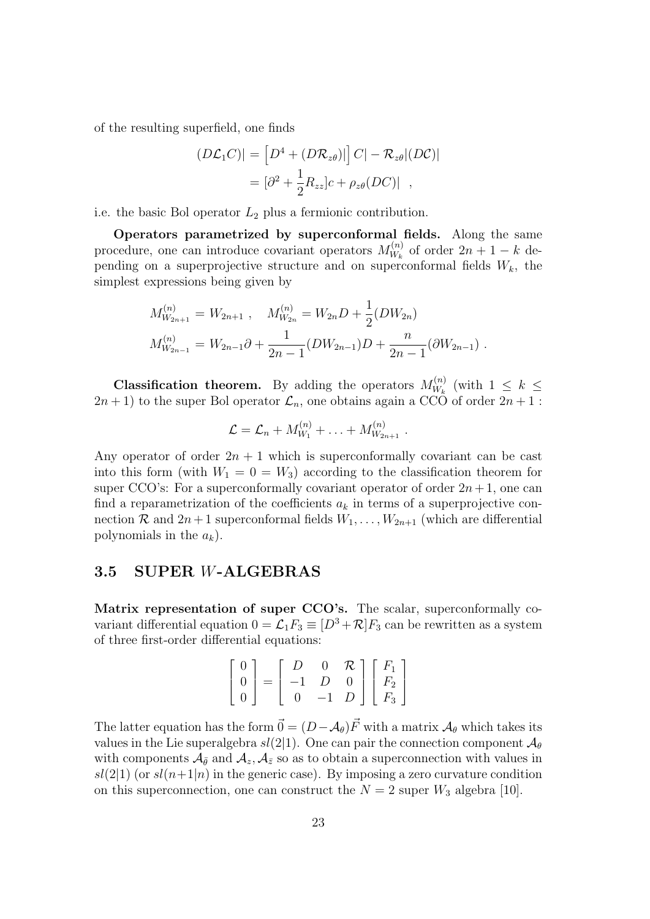of the resulting superfield, one finds

$$
\begin{aligned}
(D\mathcal{L}_1 C)| &= \left[D^4 + (D\mathcal{R}_{z\theta})|\right] C| - \mathcal{R}_{z\theta}|(D\mathcal{C})| \\
&= [\partial^2 + \frac{1}{2} R_{zz}]c + \rho_{z\theta}(DC)| \quad ,
\end{aligned}
$$

i.e. the basic Bol operator $L_2$ plus a fermionic contribution.

**Operators parametrized by superconformal fields.** Along the same procedure, one can introduce covariant operators $M^{(n)}_{W_k}$ of order $2n+1-k$ depending on a superprojective structure and on superconformal fields $W_k$, the simplest expressions being given by

$$
\begin{aligned}
M^{(n)}_{W_{2n+1}} &= W_{2n+1} \ , \quad M^{(n)}_{W_{2n}} = W_{2n} D + \frac{1}{2}(DW_{2n}) \\
M^{(n)}_{W_{2n-1}} &= W_{2n-1}\partial + \frac{1}{2n-1}(DW_{2n-1})D + \frac{n}{2n-1}(\partial W_{2n-1}) \ .
\end{aligned}
$$

**Classification theorem.** By adding the operators $M^{(n)}_{W_k}$ (with $1 \leq k \leq 2n+1$) to the super Bol operator $\mathcal{L}_n$, one obtains again a CCO of order $2n+1$ :

$$
\mathcal{L} = \mathcal{L}_n + M^{(n)}_{W_1} + \ldots + M^{(n)}_{W_{2n+1}} \ .
$$

Any operator of order $2n+1$ which is superconformally covariant can be cast into this form (with $W_1 = 0 = W_3$) according to the classification theorem for super CCO's: For a superconformally covariant operator of order $2n+1$, one can find a reparametrization of the coefficients $a_k$ in terms of a superprojective connection $\mathcal{R}$ and $2n+1$ superconformal fields $W_1, \ldots, W_{2n+1}$ (which are differential polynomials in the $a_k$).

## 3.5 SUPER $W$-ALGEBRAS

**Matrix representation of super CCO's.** The scalar, superconformally covariant differential equation $0 = \mathcal{L}_1 F_3 \equiv [D^3 + \mathcal{R}]F_3$ can be rewritten as a system of three first-order differential equations:

$$
\begin{bmatrix} 0 \\ 0 \\ 0 \end{bmatrix} = \begin{bmatrix} D & 0 & \mathcal{R} \\ -1 & D & 0 \\ 0 & -1 & D \end{bmatrix} \begin{bmatrix} F_1 \\ F_2 \\ F_3 \end{bmatrix}
$$

The latter equation has the form $\vec{0} = (D - \mathcal{A}_\theta)\vec{F}$ with a matrix $\mathcal{A}_\theta$ which takes its values in the Lie superalgebra $sl(2|1)$. One can pair the connection component $\mathcal{A}_\theta$ with components $\mathcal{A}_{\bar{\theta}}$ and $\mathcal{A}_z, \mathcal{A}_{\bar{z}}$ so as to obtain a superconnection with values in $sl(2|1)$ (or $sl(n+1|n)$ in the generic case). By imposing a zero curvature condition on this superconnection, one can construct the $N = 2$ super $W_3$ algebra [10].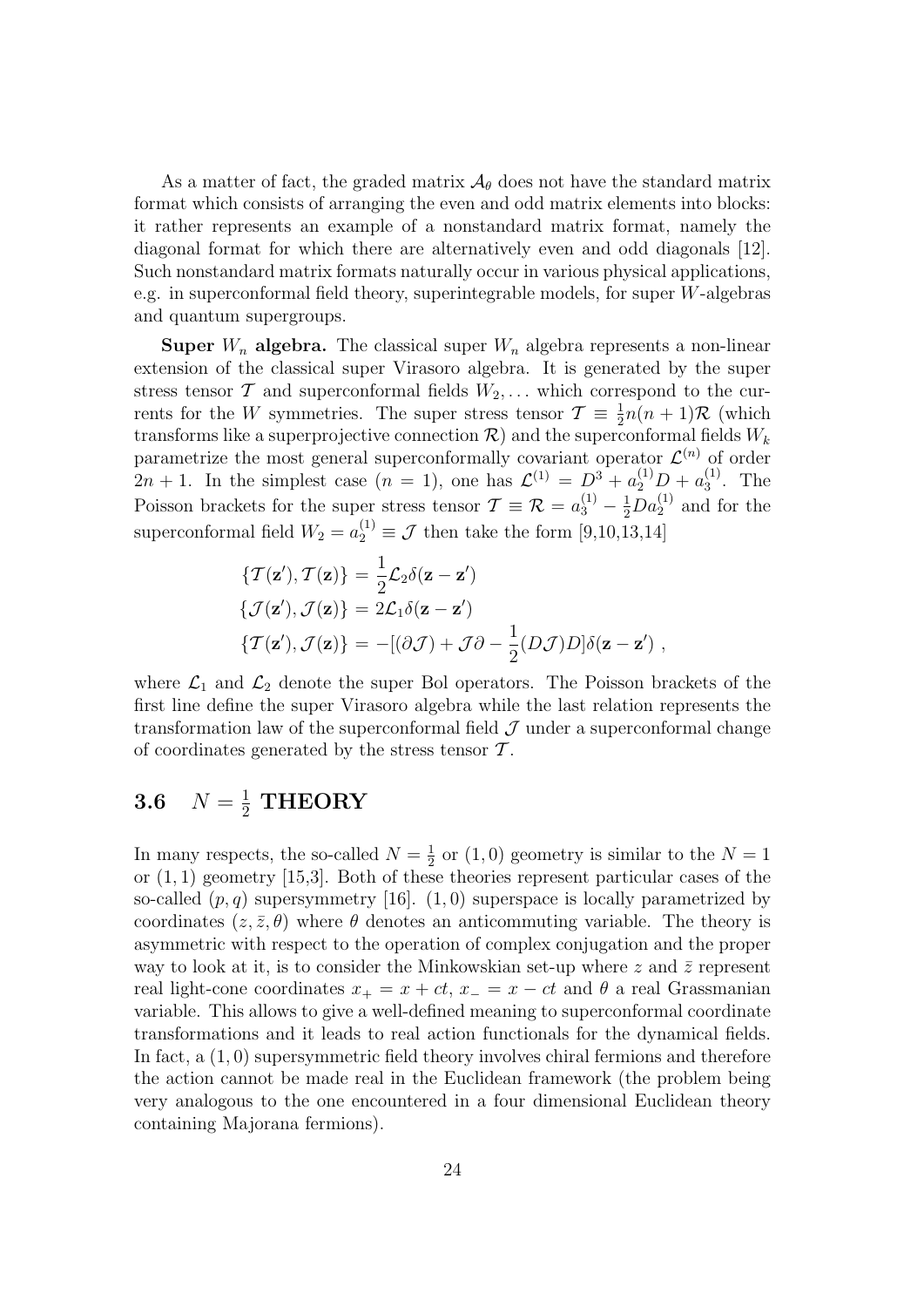As a matter of fact, the graded matrix $\mathcal{A}_\theta$ does not have the standard matrix format which consists of arranging the even and odd matrix elements into blocks: it rather represents an example of a nonstandard matrix format, namely the diagonal format for which there are alternatively even and odd diagonals [12]. Such nonstandard matrix formats naturally occur in various physical applications, e.g. in superconformal field theory, superintegrable models, for super $W$-algebras and quantum supergroups.

**Super $W_n$ algebra.** The classical super $W_n$ algebra represents a non-linear extension of the classical super Virasoro algebra. It is generated by the super stress tensor $\mathcal{T}$ and superconformal fields $W_2, \dots$ which correspond to the currents for the $W$ symmetries. The super stress tensor $\mathcal{T} \equiv \frac{1}{2}n(n+1)\mathcal{R}$ (which transforms like a superprojective connection $\mathcal{R}$) and the superconformal fields $W_k$ parametrize the most general superconformally covariant operator $\mathcal{L}^{(n)}$ of order $2n+1$. In the simplest case $(n=1)$, one has $\mathcal{L}^{(1)} = D^3 + a_2^{(1)}D + a_3^{(1)}$. The Poisson brackets for the super stress tensor $\mathcal{T} \equiv \mathcal{R} = a_3^{(1)} - \frac{1}{2}Da_2^{(1)}$ and for the superconformal field $W_2 = a_2^{(1)} \equiv \mathcal{J}$ then take the form [9,10,13,14]

$$
\begin{aligned}
\{\mathcal{T}(\mathbf{z}'), \mathcal{T}(\mathbf{z})\} &= \frac{1}{2}\mathcal{L}_2 \delta(\mathbf{z}-\mathbf{z}') \\
\{\mathcal{J}(\mathbf{z}'), \mathcal{J}(\mathbf{z})\} &= 2\mathcal{L}_1 \delta(\mathbf{z}-\mathbf{z}') \\
\{\mathcal{T}(\mathbf{z}'), \mathcal{J}(\mathbf{z})\} &= -[(\partial\mathcal{J}) + \mathcal{J}\partial - \frac{1}{2}(D\mathcal{J})D]\delta(\mathbf{z}-\mathbf{z}') \ ,
\end{aligned}
$$

where $\mathcal{L}_1$ and $\mathcal{L}_2$ denote the super Bol operators. The Poisson brackets of the first line define the super Virasoro algebra while the last relation represents the transformation law of the superconformal field $\mathcal{J}$ under a superconformal change of coordinates generated by the stress tensor $\mathcal{T}$.

### 3.6 $N = \frac{1}{2}$ THEORY

In many respects, the so-called $N = \frac{1}{2}$ or $(1,0)$ geometry is similar to the $N = 1$ or $(1,1)$ geometry [15,3]. Both of these theories represent particular cases of the so-called $(p,q)$ supersymmetry [16]. $(1,0)$ superspace is locally parametrized by coordinates $(z, \bar{z}, \theta)$ where $\theta$ denotes an anticommuting variable. The theory is asymmetric with respect to the operation of complex conjugation and the proper way to look at it, is to consider the Minkowskian set-up where $z$ and $\bar{z}$ represent real light-cone coordinates $x_+ = x + ct$, $x_- = x - ct$ and $\theta$ a real Grassmanian variable. This allows to give a well-defined meaning to superconformal coordinate transformations and it leads to real action functionals for the dynamical fields. In fact, a $(1,0)$ supersymmetric field theory involves chiral fermions and therefore the action cannot be made real in the Euclidean framework (the problem being very analogous to the one encountered in a four dimensional Euclidean theory containing Majorana fermions).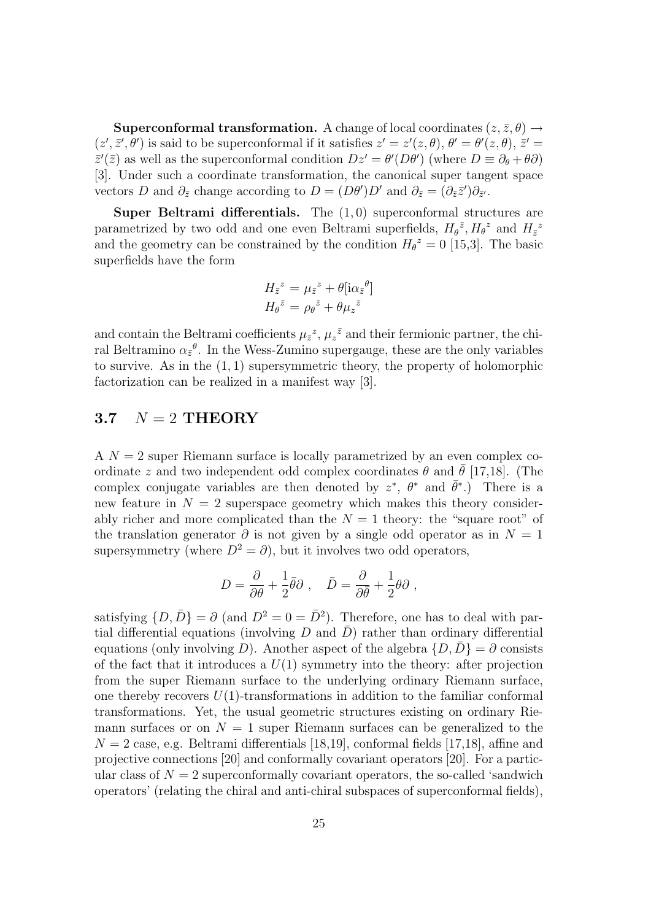**Superconformal transformation.** A change of local coordinates $(z, \bar{z}, \theta) \to (z', \bar{z}', \theta')$ is said to be superconformal if it satisfies $z' = z'(z, \theta)$, $\theta' = \theta'(z, \theta)$, $\bar{z}' = \bar{z}'(\bar{z})$ as well as the superconformal condition $Dz' = \theta'(D\theta')$ (where $D \equiv \partial_\theta + \theta\partial$) [3]. Under such a coordinate transformation, the canonical super tangent space vectors $D$ and $\partial_{\bar{z}}$ change according to $D = (D\theta')D'$ and $\partial_{\bar{z}} = (\partial_{\bar{z}}\bar{z}')\partial_{\bar{z}'}$.

**Super Beltrami differentials.** The $(1, 0)$ superconformal structures are parametrized by two odd and one even Beltrami superfields, $H_\theta{}^{\bar{z}}, H_\theta{}^z$ and $H_{\bar{z}}{}^z$ and the geometry can be constrained by the condition $H_\theta{}^z = 0$ [15,3]. The basic superfields have the form

$$
\begin{aligned}
H_{\bar{z}}{}^z &= \mu_{\bar{z}}{}^z + \theta[\mathrm{i}\alpha_{\bar{z}}{}^\theta] \\
H_\theta{}^{\bar{z}} &= \rho_\theta{}^{\bar{z}} + \theta\mu_z{}^{\bar{z}}
\end{aligned}
$$

and contain the Beltrami coefficients $\mu_{\bar{z}}{}^z$, $\mu_z{}^{\bar{z}}$ and their fermionic partner, the chiral Beltramino $\alpha_{\bar{z}}{}^\theta$. In the Wess-Zumino supergauge, these are the only variables to survive. As in the $(1, 1)$ supersymmetric theory, the property of holomorphic factorization can be realized in a manifest way [3].

### 3.7 $N = 2$ THEORY

A $N = 2$ super Riemann surface is locally parametrized by an even complex coordinate $z$ and two independent odd complex coordinates $\theta$ and $\bar{\theta}$ [17,18]. (The complex conjugate variables are then denoted by $z^*$, $\theta^*$ and $\bar{\theta}^*$.) There is a new feature in $N = 2$ superspace geometry which makes this theory considerably richer and more complicated than the $N = 1$ theory: the "square root" of the translation generator $\partial$ is not given by a single odd operator as in $N = 1$ supersymmetry (where $D^2 = \partial$), but it involves two odd operators,

$$
D = \frac{\partial}{\partial\theta} + \frac{1}{2}\bar{\theta}\partial \ , \quad \bar{D} = \frac{\partial}{\partial\bar{\theta}} + \frac{1}{2}\theta\partial \ ,
$$

satisfying $\{D, \bar{D}\} = \partial$ (and $D^2 = 0 = \bar{D}^2$). Therefore, one has to deal with partial differential equations (involving $D$ and $\bar{D}$) rather than ordinary differential equations (only involving $D$). Another aspect of the algebra $\{D, \bar{D}\} = \partial$ consists of the fact that it introduces a $U(1)$ symmetry into the theory: after projection from the super Riemann surface to the underlying ordinary Riemann surface, one thereby recovers $U(1)$-transformations in addition to the familiar conformal transformations. Yet, the usual geometric structures existing on ordinary Riemann surfaces or on $N = 1$ super Riemann surfaces can be generalized to the $N = 2$ case, e.g. Beltrami differentials [18,19], conformal fields [17,18], affine and projective connections [20] and conformally covariant operators [20]. For a particular class of $N = 2$ superconformally covariant operators, the so-called 'sandwich operators' (relating the chiral and anti-chiral subspaces of superconformal fields),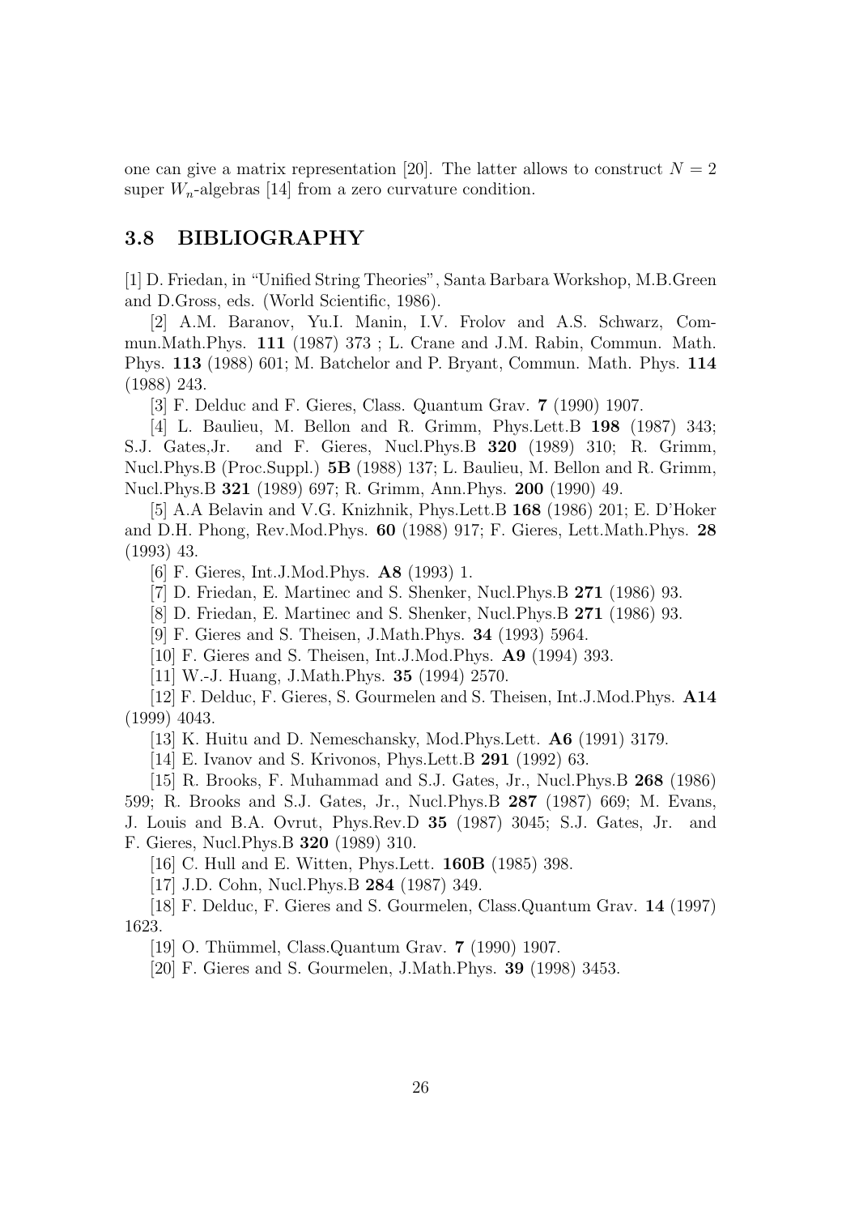one can give a matrix representation [20]. The latter allows to construct $N = 2$ super $W_n$-algebras [14] from a zero curvature condition.

## 3.8 BIBLIOGRAPHY

[1] D. Friedan, in "Unified String Theories", Santa Barbara Workshop, M.B.Green and D.Gross, eds. (World Scientific, 1986).

[2] A.M. Baranov, Yu.I. Manin, I.V. Frolov and A.S. Schwarz, Commun.Math.Phys. **111** (1987) 373 ; L. Crane and J.M. Rabin, Commun. Math. Phys. **113** (1988) 601; M. Batchelor and P. Bryant, Commun. Math. Phys. **114** (1988) 243.

[3] F. Delduc and F. Gieres, Class. Quantum Grav. **7** (1990) 1907.

[4] L. Baulieu, M. Bellon and R. Grimm, Phys.Lett.B **198** (1987) 343; S.J. Gates,Jr. and F. Gieres, Nucl.Phys.B **320** (1989) 310; R. Grimm, Nucl.Phys.B (Proc.Suppl.) **5B** (1988) 137; L. Baulieu, M. Bellon and R. Grimm, Nucl.Phys.B **321** (1989) 697; R. Grimm, Ann.Phys. **200** (1990) 49.

[5] A.A Belavin and V.G. Knizhnik, Phys.Lett.B **168** (1986) 201; E. D'Hoker and D.H. Phong, Rev.Mod.Phys. **60** (1988) 917; F. Gieres, Lett.Math.Phys. **28** (1993) 43.

[6] F. Gieres, Int.J.Mod.Phys. **A8** (1993) 1.

[7] D. Friedan, E. Martinec and S. Shenker, Nucl.Phys.B **271** (1986) 93.

[8] D. Friedan, E. Martinec and S. Shenker, Nucl.Phys.B **271** (1986) 93.

[9] F. Gieres and S. Theisen, J.Math.Phys. **34** (1993) 5964.

[10] F. Gieres and S. Theisen, Int.J.Mod.Phys. **A9** (1994) 393.

[11] W.-J. Huang, J.Math.Phys. **35** (1994) 2570.

[12] F. Delduc, F. Gieres, S. Gourmelen and S. Theisen, Int.J.Mod.Phys. **A14** (1999) 4043.

[13] K. Huitu and D. Nemeschansky, Mod.Phys.Lett. **A6** (1991) 3179.

[14] E. Ivanov and S. Krivonos, Phys.Lett.B **291** (1992) 63.

[15] R. Brooks, F. Muhammad and S.J. Gates, Jr., Nucl.Phys.B **268** (1986) 599; R. Brooks and S.J. Gates, Jr., Nucl.Phys.B **287** (1987) 669; M. Evans, J. Louis and B.A. Ovrut, Phys.Rev.D **35** (1987) 3045; S.J. Gates, Jr. and F. Gieres, Nucl.Phys.B **320** (1989) 310.

[16] C. Hull and E. Witten, Phys.Lett. **160B** (1985) 398.

[17] J.D. Cohn, Nucl.Phys.B **284** (1987) 349.

[18] F. Delduc, F. Gieres and S. Gourmelen, Class.Quantum Grav. **14** (1997) 1623.

[19] O. Thümmel, Class.Quantum Grav. **7** (1990) 1907.

[20] F. Gieres and S. Gourmelen, J.Math.Phys. **39** (1998) 3453.